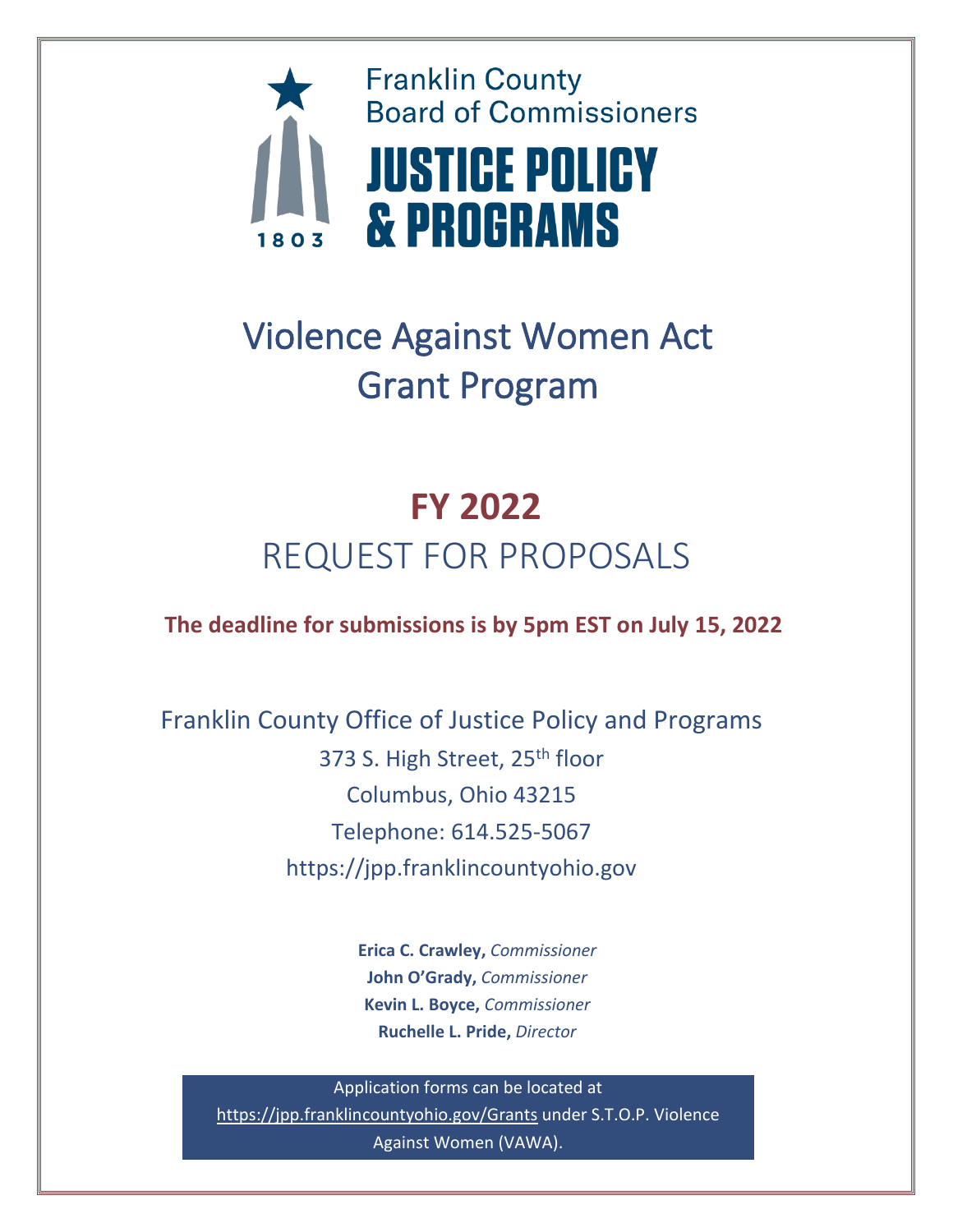Franklin County
Board of Commissioners

# JUSTICE POLICY & PROGRAMS

1803

# Violence Against Women Act Grant Program

# FY 2022
## REQUEST FOR PROPOSALS

**The deadline for submissions is by 5pm EST on July 15, 2022**

Franklin County Office of Justice Policy and Programs
373 S. High Street, 25th floor
Columbus, Ohio 43215
Telephone: 614.525-5067
https://jpp.franklincountyohio.gov

**Erica C. Crawley,** *Commissioner*
**John O'Grady,** *Commissioner*
**Kevin L. Boyce,** *Commissioner*
**Ruchelle L. Pride,** *Director*

Application forms can be located at https://jpp.franklincountyohio.gov/Grants under S.T.O.P. Violence Against Women (VAWA).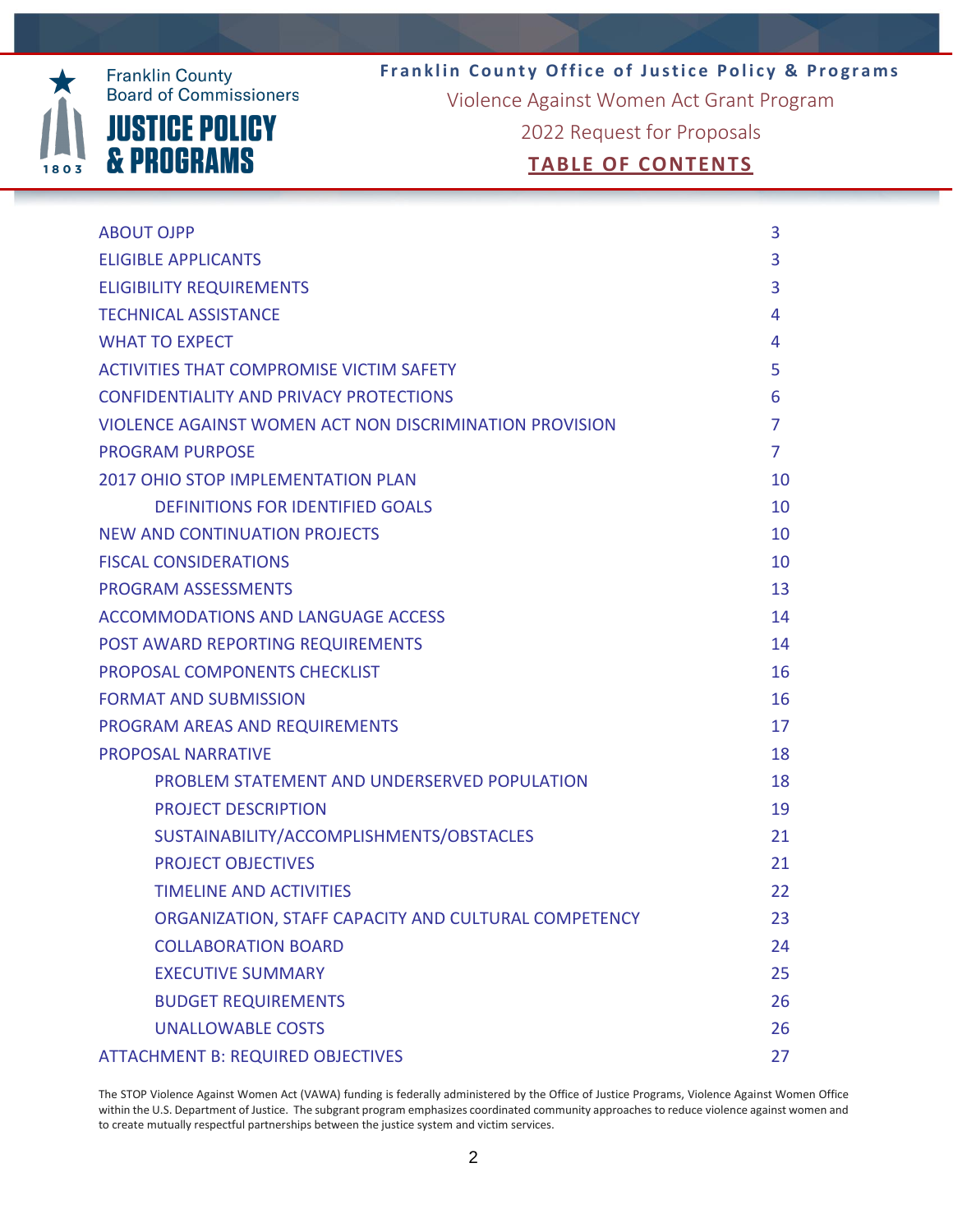Franklin County Board of Commissioners

JUSTICE POLICY & PROGRAMS

1803

**Franklin County Office of Justice Policy & Programs**

Violence Against Women Act Grant Program

2022 Request for Proposals

## TABLE OF CONTENTS

| Section | Page |
|---|---|
| ABOUT OJPP | 3 |
| ELIGIBLE APPLICANTS | 3 |
| ELIGIBILITY REQUIREMENTS | 3 |
| TECHNICAL ASSISTANCE | 4 |
| WHAT TO EXPECT | 4 |
| ACTIVITIES THAT COMPROMISE VICTIM SAFETY | 5 |
| CONFIDENTIALITY AND PRIVACY PROTECTIONS | 6 |
| VIOLENCE AGAINST WOMEN ACT NON DISCRIMINATION PROVISION | 7 |
| PROGRAM PURPOSE | 7 |
| 2017 OHIO STOP IMPLEMENTATION PLAN | 10 |
| &nbsp;&nbsp;&nbsp;&nbsp;DEFINITIONS FOR IDENTIFIED GOALS | 10 |
| NEW AND CONTINUATION PROJECTS | 10 |
| FISCAL CONSIDERATIONS | 10 |
| PROGRAM ASSESSMENTS | 13 |
| ACCOMMODATIONS AND LANGUAGE ACCESS | 14 |
| POST AWARD REPORTING REQUIREMENTS | 14 |
| PROPOSAL COMPONENTS CHECKLIST | 16 |
| FORMAT AND SUBMISSION | 16 |
| PROGRAM AREAS AND REQUIREMENTS | 17 |
| PROPOSAL NARRATIVE | 18 |
| &nbsp;&nbsp;&nbsp;&nbsp;PROBLEM STATEMENT AND UNDERSERVED POPULATION | 18 |
| &nbsp;&nbsp;&nbsp;&nbsp;PROJECT DESCRIPTION | 19 |
| &nbsp;&nbsp;&nbsp;&nbsp;SUSTAINABILITY/ACCOMPLISHMENTS/OBSTACLES | 21 |
| &nbsp;&nbsp;&nbsp;&nbsp;PROJECT OBJECTIVES | 21 |
| &nbsp;&nbsp;&nbsp;&nbsp;TIMELINE AND ACTIVITIES | 22 |
| &nbsp;&nbsp;&nbsp;&nbsp;ORGANIZATION, STAFF CAPACITY AND CULTURAL COMPETENCY | 23 |
| &nbsp;&nbsp;&nbsp;&nbsp;COLLABORATION BOARD | 24 |
| &nbsp;&nbsp;&nbsp;&nbsp;EXECUTIVE SUMMARY | 25 |
| &nbsp;&nbsp;&nbsp;&nbsp;BUDGET REQUIREMENTS | 26 |
| &nbsp;&nbsp;&nbsp;&nbsp;UNALLOWABLE COSTS | 26 |
| ATTACHMENT B: REQUIRED OBJECTIVES | 27 |

The STOP Violence Against Women Act (VAWA) funding is federally administered by the Office of Justice Programs, Violence Against Women Office within the U.S. Department of Justice. The subgrant program emphasizes coordinated community approaches to reduce violence against women and to create mutually respectful partnerships between the justice system and victim services.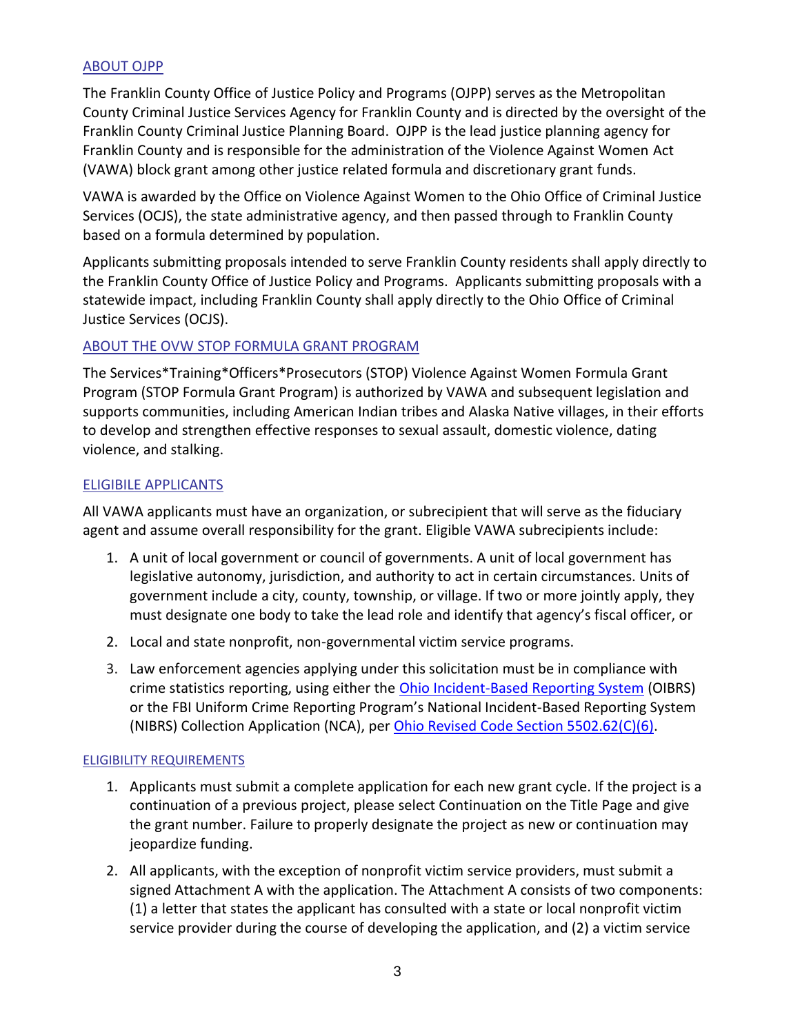## ABOUT OJPP

The Franklin County Office of Justice Policy and Programs (OJPP) serves as the Metropolitan County Criminal Justice Services Agency for Franklin County and is directed by the oversight of the Franklin County Criminal Justice Planning Board. OJPP is the lead justice planning agency for Franklin County and is responsible for the administration of the Violence Against Women Act (VAWA) block grant among other justice related formula and discretionary grant funds.

VAWA is awarded by the Office on Violence Against Women to the Ohio Office of Criminal Justice Services (OCJS), the state administrative agency, and then passed through to Franklin County based on a formula determined by population.

Applicants submitting proposals intended to serve Franklin County residents shall apply directly to the Franklin County Office of Justice Policy and Programs. Applicants submitting proposals with a statewide impact, including Franklin County shall apply directly to the Ohio Office of Criminal Justice Services (OCJS).

## ABOUT THE OVW STOP FORMULA GRANT PROGRAM

The Services*Training*Officers*Prosecutors (STOP) Violence Against Women Formula Grant Program (STOP Formula Grant Program) is authorized by VAWA and subsequent legislation and supports communities, including American Indian tribes and Alaska Native villages, in their efforts to develop and strengthen effective responses to sexual assault, domestic violence, dating violence, and stalking.

## ELIGIBILE APPLICANTS

All VAWA applicants must have an organization, or subrecipient that will serve as the fiduciary agent and assume overall responsibility for the grant. Eligible VAWA subrecipients include:

1. A unit of local government or council of governments. A unit of local government has legislative autonomy, jurisdiction, and authority to act in certain circumstances. Units of government include a city, county, township, or village. If two or more jointly apply, they must designate one body to take the lead role and identify that agency's fiscal officer, or
2. Local and state nonprofit, non-governmental victim service programs.
3. Law enforcement agencies applying under this solicitation must be in compliance with crime statistics reporting, using either the Ohio Incident-Based Reporting System (OIBRS) or the FBI Uniform Crime Reporting Program's National Incident-Based Reporting System (NIBRS) Collection Application (NCA), per Ohio Revised Code Section 5502.62(C)(6).

### ELIGIBILITY REQUIREMENTS

1. Applicants must submit a complete application for each new grant cycle. If the project is a continuation of a previous project, please select Continuation on the Title Page and give the grant number. Failure to properly designate the project as new or continuation may jeopardize funding.
2. All applicants, with the exception of nonprofit victim service providers, must submit a signed Attachment A with the application. The Attachment A consists of two components: (1) a letter that states the applicant has consulted with a state or local nonprofit victim service provider during the course of developing the application, and (2) a victim service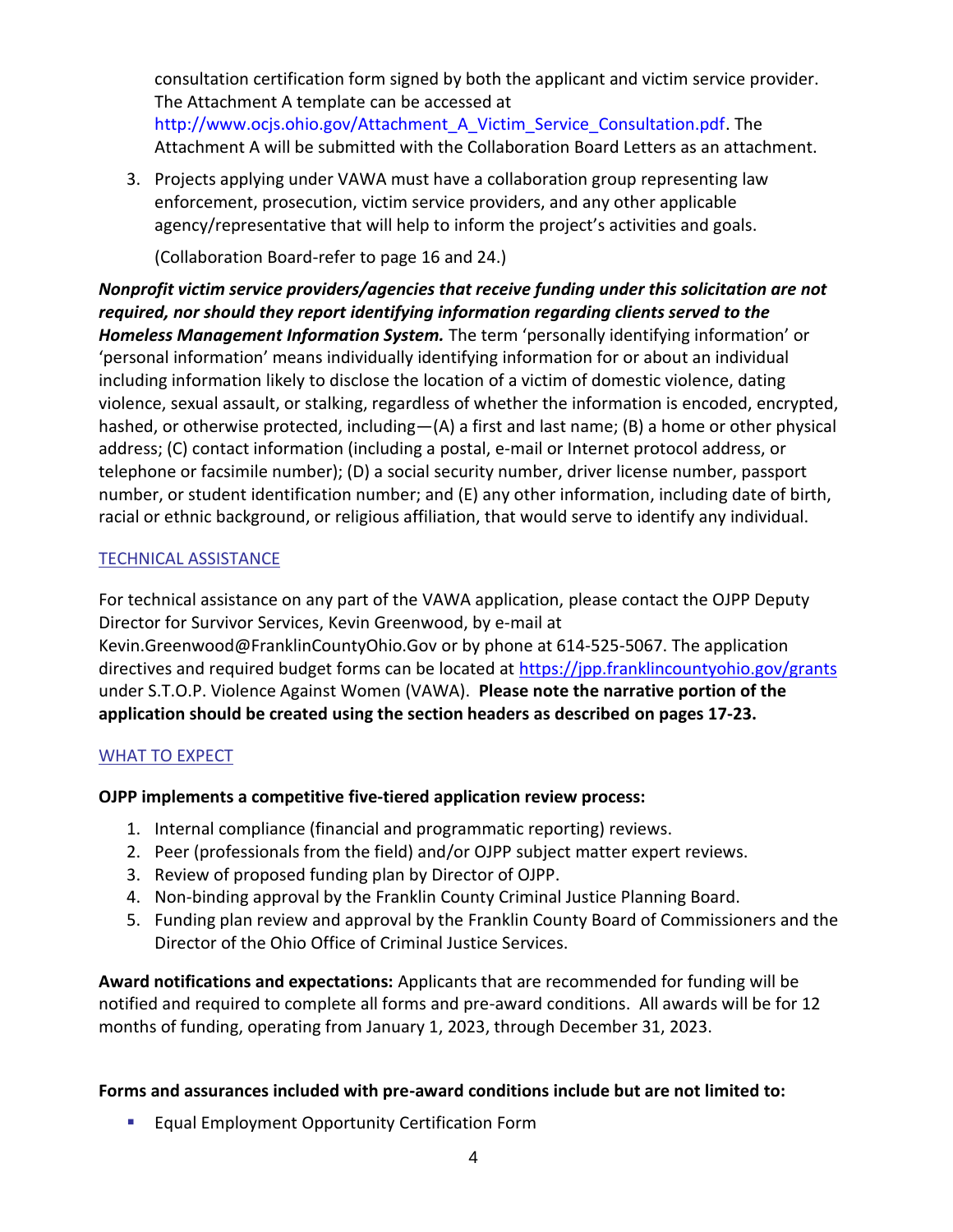consultation certification form signed by both the applicant and victim service provider. The Attachment A template can be accessed at http://www.ocjs.ohio.gov/Attachment_A_Victim_Service_Consultation.pdf. The Attachment A will be submitted with the Collaboration Board Letters as an attachment.

3. Projects applying under VAWA must have a collaboration group representing law enforcement, prosecution, victim service providers, and any other applicable agency/representative that will help to inform the project's activities and goals.

   (Collaboration Board-refer to page 16 and 24.)

***Nonprofit victim service providers/agencies that receive funding under this solicitation are not required, nor should they report identifying information regarding clients served to the Homeless Management Information System.*** The term 'personally identifying information' or 'personal information' means individually identifying information for or about an individual including information likely to disclose the location of a victim of domestic violence, dating violence, sexual assault, or stalking, regardless of whether the information is encoded, encrypted, hashed, or otherwise protected, including—(A) a first and last name; (B) a home or other physical address; (C) contact information (including a postal, e-mail or Internet protocol address, or telephone or facsimile number); (D) a social security number, driver license number, passport number, or student identification number; and (E) any other information, including date of birth, racial or ethnic background, or religious affiliation, that would serve to identify any individual.

## TECHNICAL ASSISTANCE

For technical assistance on any part of the VAWA application, please contact the OJPP Deputy Director for Survivor Services, Kevin Greenwood, by e-mail at Kevin.Greenwood@FranklinCountyOhio.Gov or by phone at 614-525-5067. The application directives and required budget forms can be located at https://jpp.franklincountyohio.gov/grants under S.T.O.P. Violence Against Women (VAWA). **Please note the narrative portion of the application should be created using the section headers as described on pages 17-23.**

## WHAT TO EXPECT

**OJPP implements a competitive five-tiered application review process:**

1. Internal compliance (financial and programmatic reporting) reviews.
2. Peer (professionals from the field) and/or OJPP subject matter expert reviews.
3. Review of proposed funding plan by Director of OJPP.
4. Non-binding approval by the Franklin County Criminal Justice Planning Board.
5. Funding plan review and approval by the Franklin County Board of Commissioners and the Director of the Ohio Office of Criminal Justice Services.

**Award notifications and expectations:** Applicants that are recommended for funding will be notified and required to complete all forms and pre-award conditions. All awards will be for 12 months of funding, operating from January 1, 2023, through December 31, 2023.

**Forms and assurances included with pre-award conditions include but are not limited to:**

- Equal Employment Opportunity Certification Form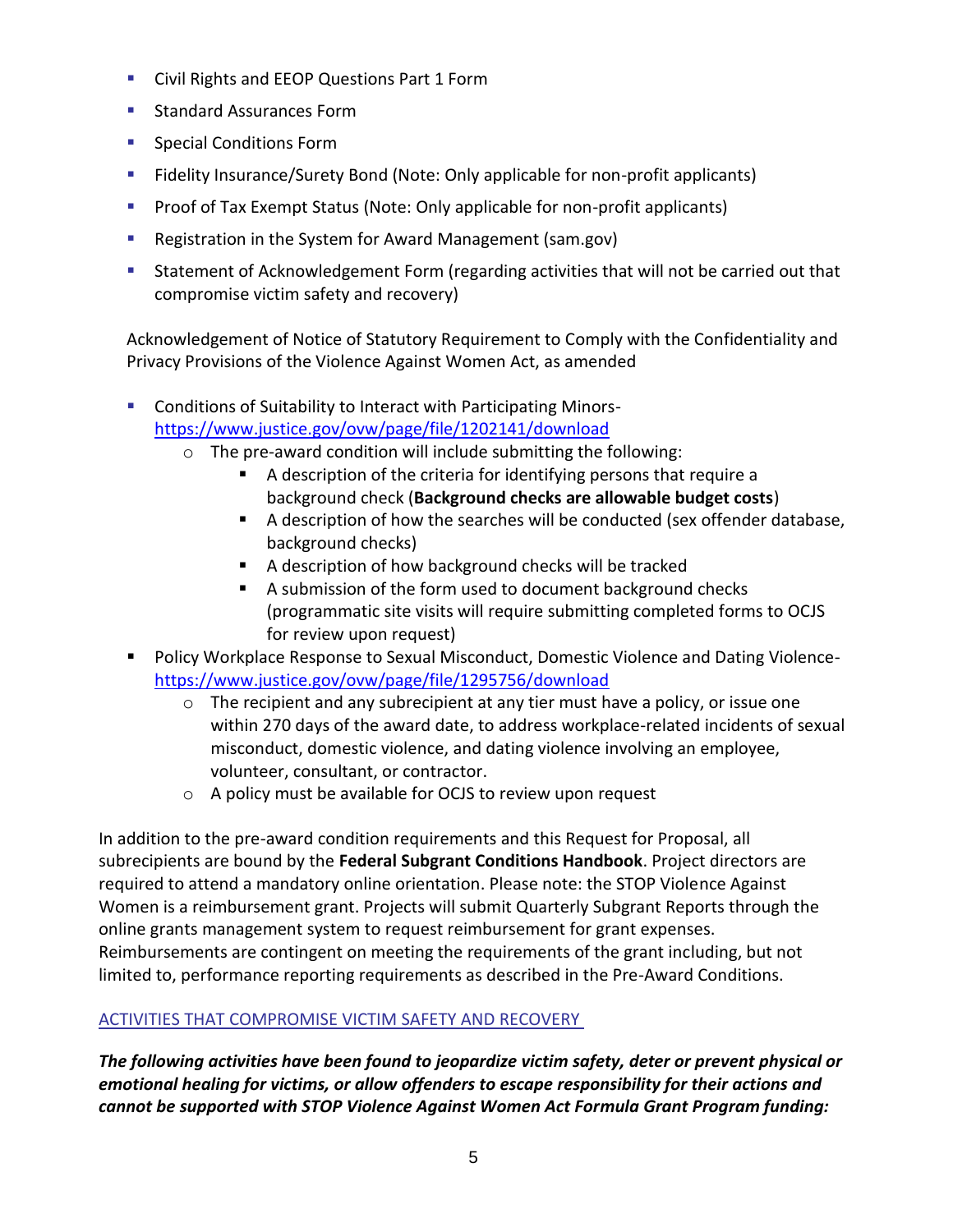- Civil Rights and EEOP Questions Part 1 Form
- Standard Assurances Form
- Special Conditions Form
- Fidelity Insurance/Surety Bond (Note: Only applicable for non-profit applicants)
- Proof of Tax Exempt Status (Note: Only applicable for non-profit applicants)
- Registration in the System for Award Management (sam.gov)
- Statement of Acknowledgement Form (regarding activities that will not be carried out that compromise victim safety and recovery)

Acknowledgement of Notice of Statutory Requirement to Comply with the Confidentiality and Privacy Provisions of the Violence Against Women Act, as amended

- Conditions of Suitability to Interact with Participating Minors- https://www.justice.gov/ovw/page/file/1202141/download
  - The pre-award condition will include submitting the following:
    - A description of the criteria for identifying persons that require a background check (**Background checks are allowable budget costs**)
    - A description of how the searches will be conducted (sex offender database, background checks)
    - A description of how background checks will be tracked
    - A submission of the form used to document background checks (programmatic site visits will require submitting completed forms to OCJS for review upon request)
- Policy Workplace Response to Sexual Misconduct, Domestic Violence and Dating Violence- https://www.justice.gov/ovw/page/file/1295756/download
  - The recipient and any subrecipient at any tier must have a policy, or issue one within 270 days of the award date, to address workplace-related incidents of sexual misconduct, domestic violence, and dating violence involving an employee, volunteer, consultant, or contractor.
  - A policy must be available for OCJS to review upon request

In addition to the pre-award condition requirements and this Request for Proposal, all subrecipients are bound by the **Federal Subgrant Conditions Handbook**. Project directors are required to attend a mandatory online orientation. Please note: the STOP Violence Against Women is a reimbursement grant. Projects will submit Quarterly Subgrant Reports through the online grants management system to request reimbursement for grant expenses. Reimbursements are contingent on meeting the requirements of the grant including, but not limited to, performance reporting requirements as described in the Pre-Award Conditions.

## ACTIVITIES THAT COMPROMISE VICTIM SAFETY AND RECOVERY

***The following activities have been found to jeopardize victim safety, deter or prevent physical or emotional healing for victims, or allow offenders to escape responsibility for their actions and cannot be supported with STOP Violence Against Women Act Formula Grant Program funding:***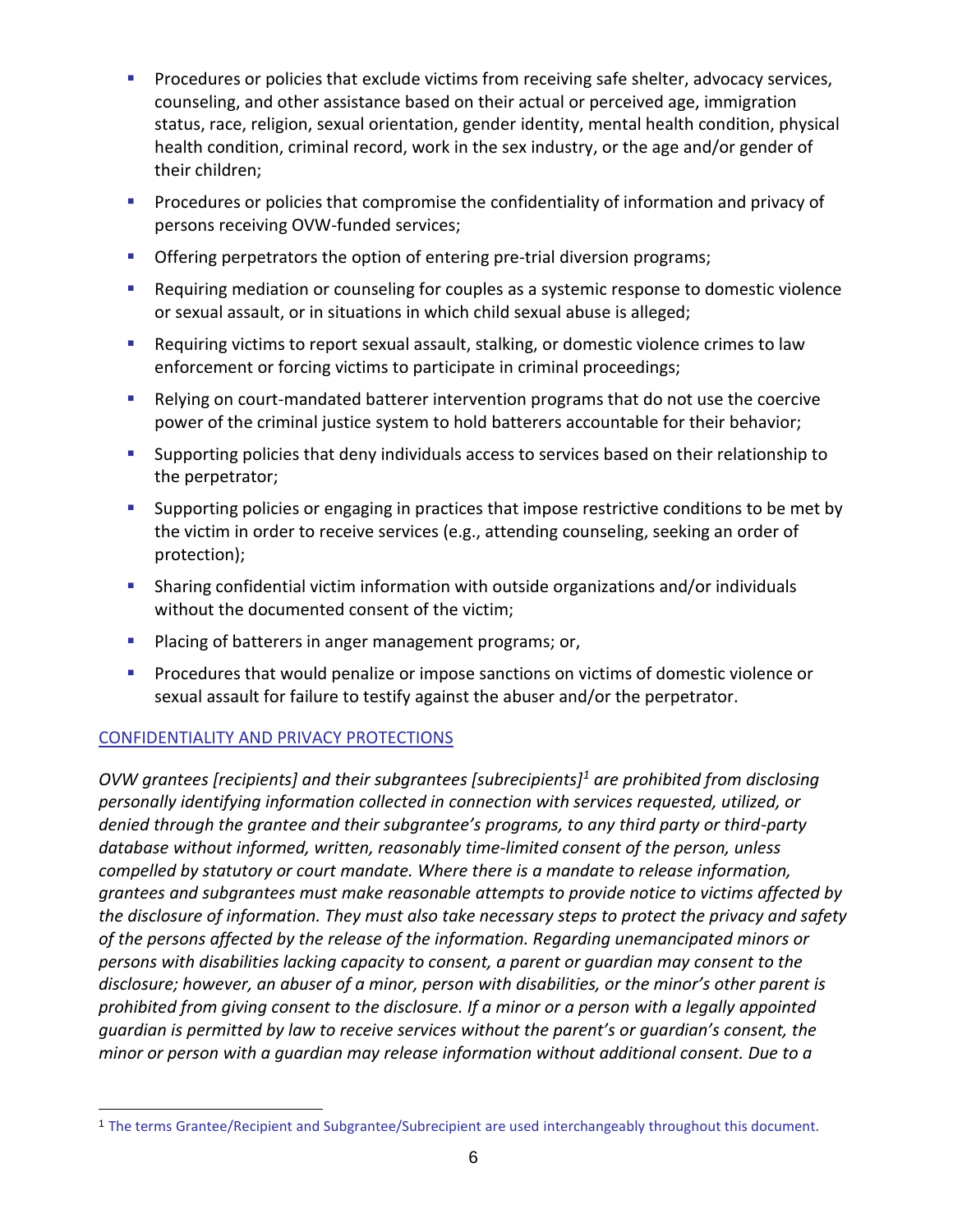- Procedures or policies that exclude victims from receiving safe shelter, advocacy services, counseling, and other assistance based on their actual or perceived age, immigration status, race, religion, sexual orientation, gender identity, mental health condition, physical health condition, criminal record, work in the sex industry, or the age and/or gender of their children;
- Procedures or policies that compromise the confidentiality of information and privacy of persons receiving OVW-funded services;
- Offering perpetrators the option of entering pre-trial diversion programs;
- Requiring mediation or counseling for couples as a systemic response to domestic violence or sexual assault, or in situations in which child sexual abuse is alleged;
- Requiring victims to report sexual assault, stalking, or domestic violence crimes to law enforcement or forcing victims to participate in criminal proceedings;
- Relying on court-mandated batterer intervention programs that do not use the coercive power of the criminal justice system to hold batterers accountable for their behavior;
- Supporting policies that deny individuals access to services based on their relationship to the perpetrator;
- Supporting policies or engaging in practices that impose restrictive conditions to be met by the victim in order to receive services (e.g., attending counseling, seeking an order of protection);
- Sharing confidential victim information with outside organizations and/or individuals without the documented consent of the victim;
- Placing of batterers in anger management programs; or,
- Procedures that would penalize or impose sanctions on victims of domestic violence or sexual assault for failure to testify against the abuser and/or the perpetrator.

## CONFIDENTIALITY AND PRIVACY PROTECTIONS

*OVW grantees [recipients] and their subgrantees [subrecipients][1] are prohibited from disclosing personally identifying information collected in connection with services requested, utilized, or denied through the grantee and their subgrantee's programs, to any third party or third-party database without informed, written, reasonably time-limited consent of the person, unless compelled by statutory or court mandate. Where there is a mandate to release information, grantees and subgrantees must make reasonable attempts to provide notice to victims affected by the disclosure of information. They must also take necessary steps to protect the privacy and safety of the persons affected by the release of the information. Regarding unemancipated minors or persons with disabilities lacking capacity to consent, a parent or guardian may consent to the disclosure; however, an abuser of a minor, person with disabilities, or the minor's other parent is prohibited from giving consent to the disclosure. If a minor or a person with a legally appointed guardian is permitted by law to receive services without the parent's or guardian's consent, the minor or person with a guardian may release information without additional consent. Due to a*

[1] The terms Grantee/Recipient and Subgrantee/Subrecipient are used interchangeably throughout this document.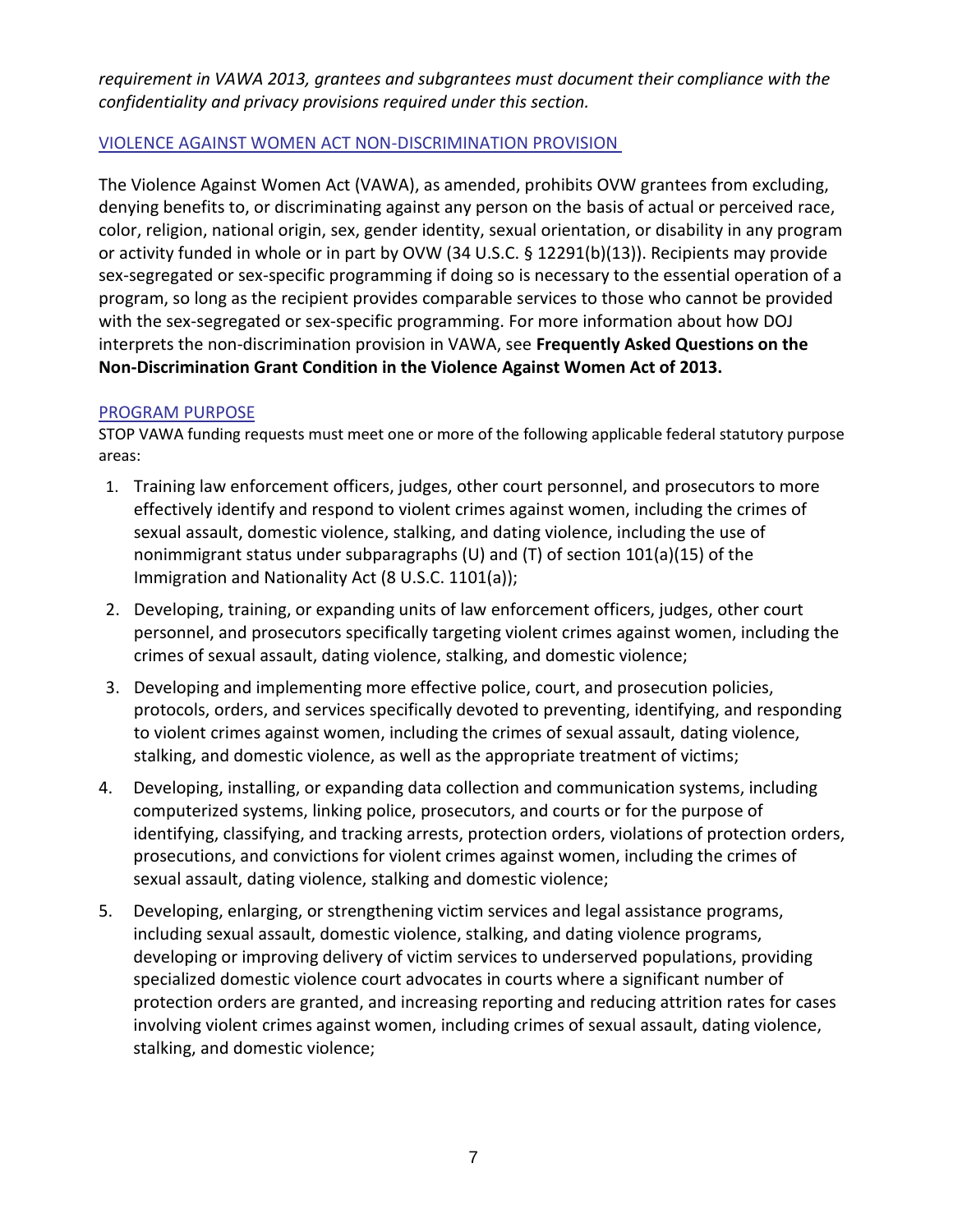*requirement in VAWA 2013, grantees and subgrantees must document their compliance with the confidentiality and privacy provisions required under this section.*

## VIOLENCE AGAINST WOMEN ACT NON-DISCRIMINATION PROVISION

The Violence Against Women Act (VAWA), as amended, prohibits OVW grantees from excluding, denying benefits to, or discriminating against any person on the basis of actual or perceived race, color, religion, national origin, sex, gender identity, sexual orientation, or disability in any program or activity funded in whole or in part by OVW (34 U.S.C. § 12291(b)(13)). Recipients may provide sex-segregated or sex-specific programming if doing so is necessary to the essential operation of a program, so long as the recipient provides comparable services to those who cannot be provided with the sex-segregated or sex-specific programming. For more information about how DOJ interprets the non-discrimination provision in VAWA, see **Frequently Asked Questions on the Non-Discrimination Grant Condition in the Violence Against Women Act of 2013.**

## PROGRAM PURPOSE

STOP VAWA funding requests must meet one or more of the following applicable federal statutory purpose areas:

1. Training law enforcement officers, judges, other court personnel, and prosecutors to more effectively identify and respond to violent crimes against women, including the crimes of sexual assault, domestic violence, stalking, and dating violence, including the use of nonimmigrant status under subparagraphs (U) and (T) of section 101(a)(15) of the Immigration and Nationality Act (8 U.S.C. 1101(a));
2. Developing, training, or expanding units of law enforcement officers, judges, other court personnel, and prosecutors specifically targeting violent crimes against women, including the crimes of sexual assault, dating violence, stalking, and domestic violence;
3. Developing and implementing more effective police, court, and prosecution policies, protocols, orders, and services specifically devoted to preventing, identifying, and responding to violent crimes against women, including the crimes of sexual assault, dating violence, stalking, and domestic violence, as well as the appropriate treatment of victims;
4. Developing, installing, or expanding data collection and communication systems, including computerized systems, linking police, prosecutors, and courts or for the purpose of identifying, classifying, and tracking arrests, protection orders, violations of protection orders, prosecutions, and convictions for violent crimes against women, including the crimes of sexual assault, dating violence, stalking and domestic violence;
5. Developing, enlarging, or strengthening victim services and legal assistance programs, including sexual assault, domestic violence, stalking, and dating violence programs, developing or improving delivery of victim services to underserved populations, providing specialized domestic violence court advocates in courts where a significant number of protection orders are granted, and increasing reporting and reducing attrition rates for cases involving violent crimes against women, including crimes of sexual assault, dating violence, stalking, and domestic violence;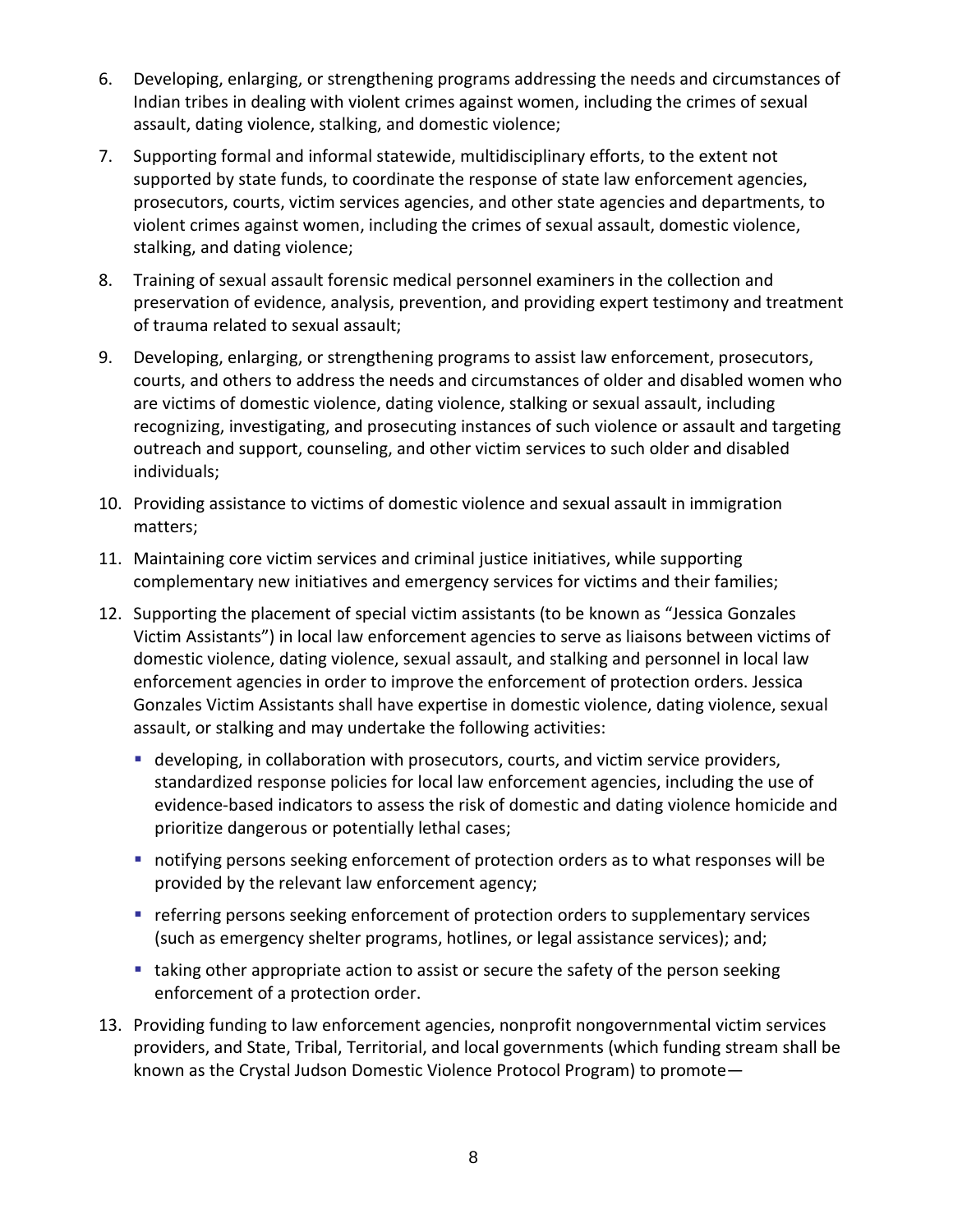6. Developing, enlarging, or strengthening programs addressing the needs and circumstances of Indian tribes in dealing with violent crimes against women, including the crimes of sexual assault, dating violence, stalking, and domestic violence;
7. Supporting formal and informal statewide, multidisciplinary efforts, to the extent not supported by state funds, to coordinate the response of state law enforcement agencies, prosecutors, courts, victim services agencies, and other state agencies and departments, to violent crimes against women, including the crimes of sexual assault, domestic violence, stalking, and dating violence;
8. Training of sexual assault forensic medical personnel examiners in the collection and preservation of evidence, analysis, prevention, and providing expert testimony and treatment of trauma related to sexual assault;
9. Developing, enlarging, or strengthening programs to assist law enforcement, prosecutors, courts, and others to address the needs and circumstances of older and disabled women who are victims of domestic violence, dating violence, stalking or sexual assault, including recognizing, investigating, and prosecuting instances of such violence or assault and targeting outreach and support, counseling, and other victim services to such older and disabled individuals;
10. Providing assistance to victims of domestic violence and sexual assault in immigration matters;
11. Maintaining core victim services and criminal justice initiatives, while supporting complementary new initiatives and emergency services for victims and their families;
12. Supporting the placement of special victim assistants (to be known as "Jessica Gonzales Victim Assistants") in local law enforcement agencies to serve as liaisons between victims of domestic violence, dating violence, sexual assault, and stalking and personnel in local law enforcement agencies in order to improve the enforcement of protection orders. Jessica Gonzales Victim Assistants shall have expertise in domestic violence, dating violence, sexual assault, or stalking and may undertake the following activities:
    - developing, in collaboration with prosecutors, courts, and victim service providers, standardized response policies for local law enforcement agencies, including the use of evidence-based indicators to assess the risk of domestic and dating violence homicide and prioritize dangerous or potentially lethal cases;
    - notifying persons seeking enforcement of protection orders as to what responses will be provided by the relevant law enforcement agency;
    - referring persons seeking enforcement of protection orders to supplementary services (such as emergency shelter programs, hotlines, or legal assistance services); and;
    - taking other appropriate action to assist or secure the safety of the person seeking enforcement of a protection order.
13. Providing funding to law enforcement agencies, nonprofit nongovernmental victim services providers, and State, Tribal, Territorial, and local governments (which funding stream shall be known as the Crystal Judson Domestic Violence Protocol Program) to promote—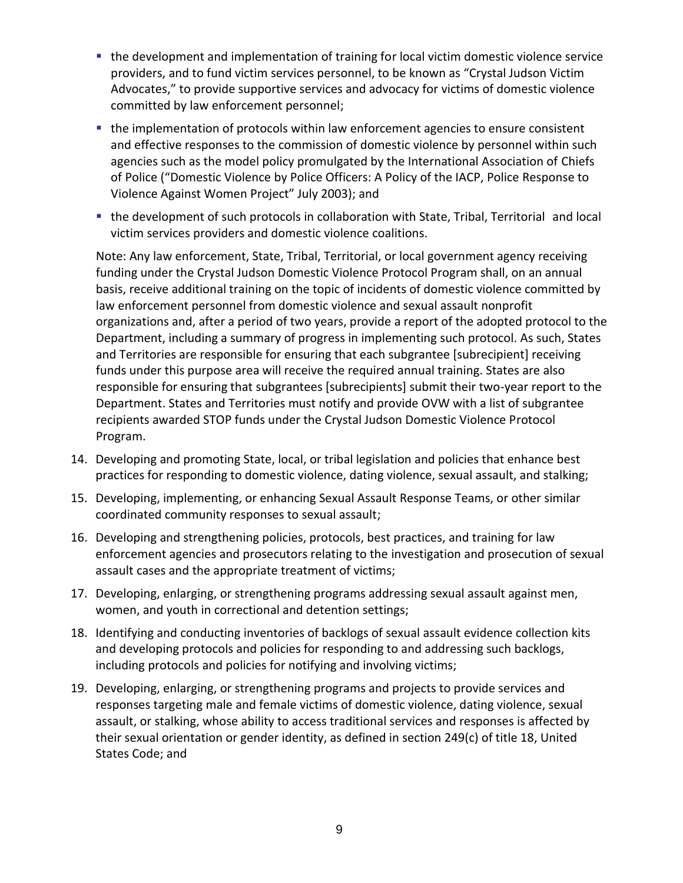- the development and implementation of training for local victim domestic violence service providers, and to fund victim services personnel, to be known as "Crystal Judson Victim Advocates," to provide supportive services and advocacy for victims of domestic violence committed by law enforcement personnel;
- the implementation of protocols within law enforcement agencies to ensure consistent and effective responses to the commission of domestic violence by personnel within such agencies such as the model policy promulgated by the International Association of Chiefs of Police ("Domestic Violence by Police Officers: A Policy of the IACP, Police Response to Violence Against Women Project" July 2003); and
- the development of such protocols in collaboration with State, Tribal, Territorial and local victim services providers and domestic violence coalitions.

Note: Any law enforcement, State, Tribal, Territorial, or local government agency receiving funding under the Crystal Judson Domestic Violence Protocol Program shall, on an annual basis, receive additional training on the topic of incidents of domestic violence committed by law enforcement personnel from domestic violence and sexual assault nonprofit organizations and, after a period of two years, provide a report of the adopted protocol to the Department, including a summary of progress in implementing such protocol. As such, States and Territories are responsible for ensuring that each subgrantee [subrecipient] receiving funds under this purpose area will receive the required annual training. States are also responsible for ensuring that subgrantees [subrecipients] submit their two-year report to the Department. States and Territories must notify and provide OVW with a list of subgrantee recipients awarded STOP funds under the Crystal Judson Domestic Violence Protocol Program.

14. Developing and promoting State, local, or tribal legislation and policies that enhance best practices for responding to domestic violence, dating violence, sexual assault, and stalking;
15. Developing, implementing, or enhancing Sexual Assault Response Teams, or other similar coordinated community responses to sexual assault;
16. Developing and strengthening policies, protocols, best practices, and training for law enforcement agencies and prosecutors relating to the investigation and prosecution of sexual assault cases and the appropriate treatment of victims;
17. Developing, enlarging, or strengthening programs addressing sexual assault against men, women, and youth in correctional and detention settings;
18. Identifying and conducting inventories of backlogs of sexual assault evidence collection kits and developing protocols and policies for responding to and addressing such backlogs, including protocols and policies for notifying and involving victims;
19. Developing, enlarging, or strengthening programs and projects to provide services and responses targeting male and female victims of domestic violence, dating violence, sexual assault, or stalking, whose ability to access traditional services and responses is affected by their sexual orientation or gender identity, as defined in section 249(c) of title 18, United States Code; and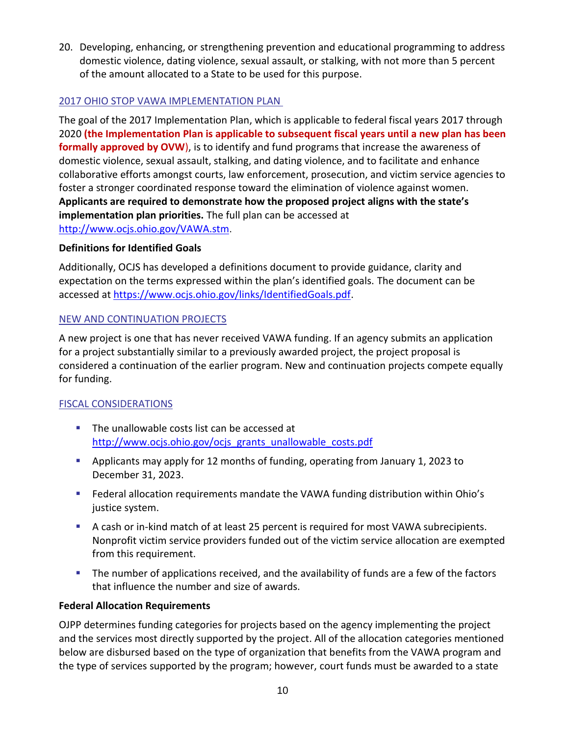20. Developing, enhancing, or strengthening prevention and educational programming to address domestic violence, dating violence, sexual assault, or stalking, with not more than 5 percent of the amount allocated to a State to be used for this purpose.

## 2017 OHIO STOP VAWA IMPLEMENTATION PLAN

The goal of the 2017 Implementation Plan, which is applicable to federal fiscal years 2017 through 2020 **(the Implementation Plan is applicable to subsequent fiscal years until a new plan has been formally approved by OVW)**, is to identify and fund programs that increase the awareness of domestic violence, sexual assault, stalking, and dating violence, and to facilitate and enhance collaborative efforts amongst courts, law enforcement, prosecution, and victim service agencies to foster a stronger coordinated response toward the elimination of violence against women. **Applicants are required to demonstrate how the proposed project aligns with the state's implementation plan priorities.** The full plan can be accessed at http://www.ocjs.ohio.gov/VAWA.stm.

### Definitions for Identified Goals

Additionally, OCJS has developed a definitions document to provide guidance, clarity and expectation on the terms expressed within the plan's identified goals. The document can be accessed at https://www.ocjs.ohio.gov/links/IdentifiedGoals.pdf.

## NEW AND CONTINUATION PROJECTS

A new project is one that has never received VAWA funding. If an agency submits an application for a project substantially similar to a previously awarded project, the project proposal is considered a continuation of the earlier program. New and continuation projects compete equally for funding.

## FISCAL CONSIDERATIONS

- The unallowable costs list can be accessed at http://www.ocjs.ohio.gov/ocjs_grants_unallowable_costs.pdf
- Applicants may apply for 12 months of funding, operating from January 1, 2023 to December 31, 2023.
- Federal allocation requirements mandate the VAWA funding distribution within Ohio's justice system.
- A cash or in-kind match of at least 25 percent is required for most VAWA subrecipients. Nonprofit victim service providers funded out of the victim service allocation are exempted from this requirement.
- The number of applications received, and the availability of funds are a few of the factors that influence the number and size of awards.

### Federal Allocation Requirements

OJPP determines funding categories for projects based on the agency implementing the project and the services most directly supported by the project. All of the allocation categories mentioned below are disbursed based on the type of organization that benefits from the VAWA program and the type of services supported by the program; however, court funds must be awarded to a state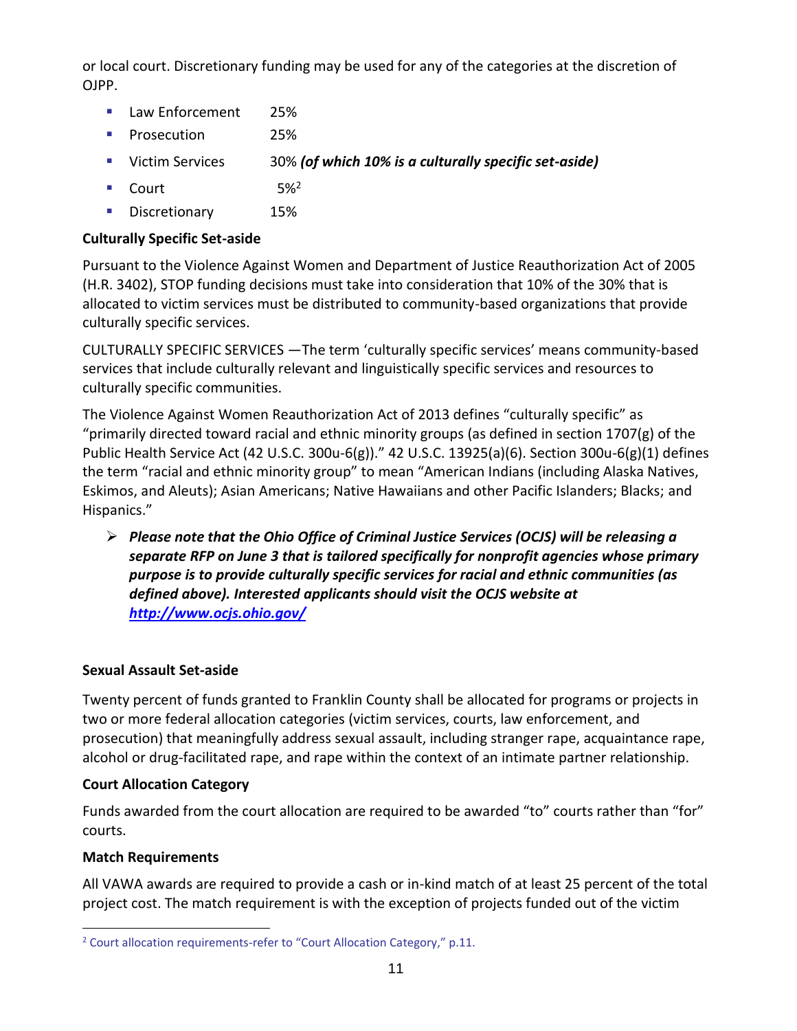or local court. Discretionary funding may be used for any of the categories at the discretion of OJPP.

- Law Enforcement 25%
- Prosecution 25%
- Victim Services 30% ***(of which 10% is a culturally specific set-aside)***
- Court 5%[2]
- Discretionary 15%

**Culturally Specific Set-aside**

Pursuant to the Violence Against Women and Department of Justice Reauthorization Act of 2005 (H.R. 3402), STOP funding decisions must take into consideration that 10% of the 30% that is allocated to victim services must be distributed to community-based organizations that provide culturally specific services.

CULTURALLY SPECIFIC SERVICES —The term 'culturally specific services' means community-based services that include culturally relevant and linguistically specific services and resources to culturally specific communities.

The Violence Against Women Reauthorization Act of 2013 defines "culturally specific" as "primarily directed toward racial and ethnic minority groups (as defined in section 1707(g) of the Public Health Service Act (42 U.S.C. 300u-6(g))." 42 U.S.C. 13925(a)(6). Section 300u-6(g)(1) defines the term "racial and ethnic minority group" to mean "American Indians (including Alaska Natives, Eskimos, and Aleuts); Asian Americans; Native Hawaiians and other Pacific Islanders; Blacks; and Hispanics."

- ***Please note that the Ohio Office of Criminal Justice Services (OCJS) will be releasing a separate RFP on June 3 that is tailored specifically for nonprofit agencies whose primary purpose is to provide culturally specific services for racial and ethnic communities (as defined above). Interested applicants should visit the OCJS website at http://www.ocjs.ohio.gov/***

**Sexual Assault Set-aside**

Twenty percent of funds granted to Franklin County shall be allocated for programs or projects in two or more federal allocation categories (victim services, courts, law enforcement, and prosecution) that meaningfully address sexual assault, including stranger rape, acquaintance rape, alcohol or drug-facilitated rape, and rape within the context of an intimate partner relationship.

**Court Allocation Category**

Funds awarded from the court allocation are required to be awarded "to" courts rather than "for" courts.

**Match Requirements**

All VAWA awards are required to provide a cash or in-kind match of at least 25 percent of the total project cost. The match requirement is with the exception of projects funded out of the victim

[2] Court allocation requirements-refer to "Court Allocation Category," p.11.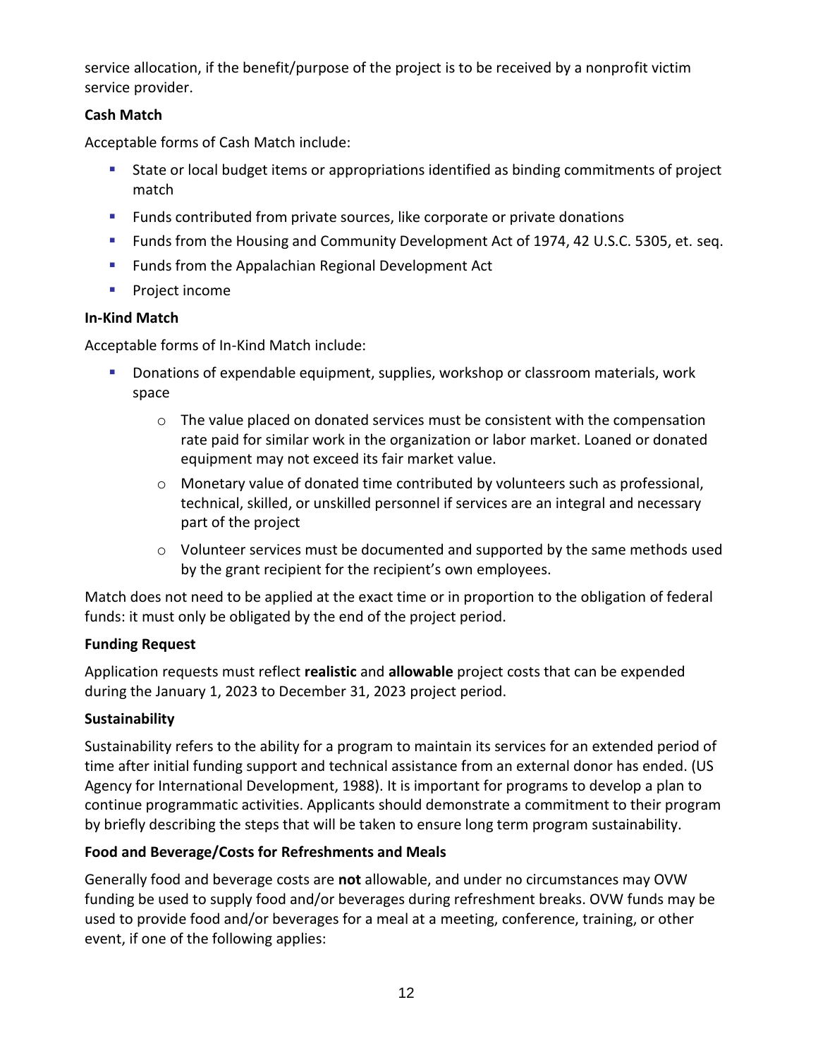service allocation, if the benefit/purpose of the project is to be received by a nonprofit victim service provider.

**Cash Match**

Acceptable forms of Cash Match include:

- State or local budget items or appropriations identified as binding commitments of project match
- Funds contributed from private sources, like corporate or private donations
- Funds from the Housing and Community Development Act of 1974, 42 U.S.C. 5305, et. seq.
- Funds from the Appalachian Regional Development Act
- Project income

**In-Kind Match**

Acceptable forms of In-Kind Match include:

- Donations of expendable equipment, supplies, workshop or classroom materials, work space
    - The value placed on donated services must be consistent with the compensation rate paid for similar work in the organization or labor market. Loaned or donated equipment may not exceed its fair market value.
    - Monetary value of donated time contributed by volunteers such as professional, technical, skilled, or unskilled personnel if services are an integral and necessary part of the project
    - Volunteer services must be documented and supported by the same methods used by the grant recipient for the recipient's own employees.

Match does not need to be applied at the exact time or in proportion to the obligation of federal funds: it must only be obligated by the end of the project period.

**Funding Request**

Application requests must reflect **realistic** and **allowable** project costs that can be expended during the January 1, 2023 to December 31, 2023 project period.

**Sustainability**

Sustainability refers to the ability for a program to maintain its services for an extended period of time after initial funding support and technical assistance from an external donor has ended. (US Agency for International Development, 1988). It is important for programs to develop a plan to continue programmatic activities. Applicants should demonstrate a commitment to their program by briefly describing the steps that will be taken to ensure long term program sustainability.

**Food and Beverage/Costs for Refreshments and Meals**

Generally food and beverage costs are **not** allowable, and under no circumstances may OVW funding be used to supply food and/or beverages during refreshment breaks. OVW funds may be used to provide food and/or beverages for a meal at a meeting, conference, training, or other event, if one of the following applies: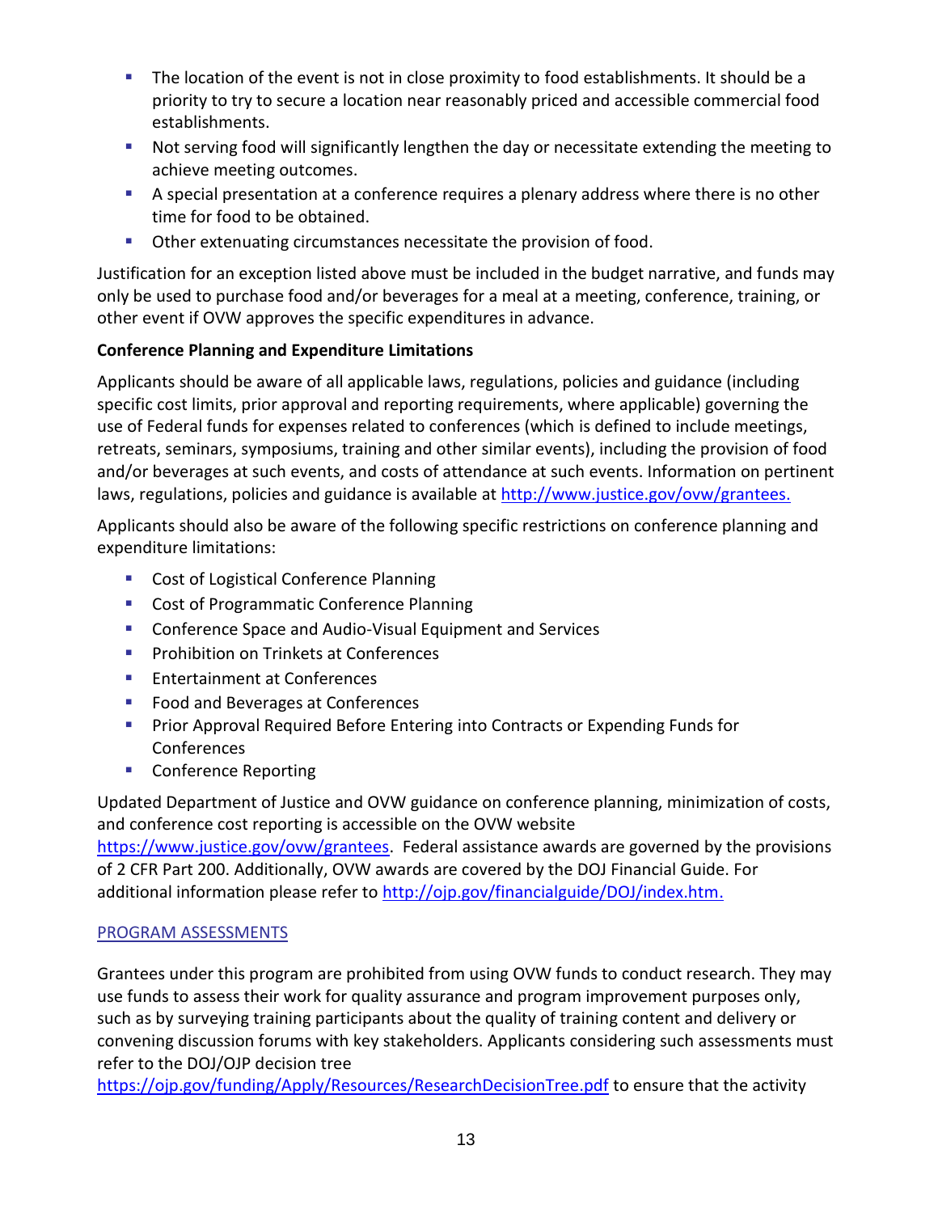- The location of the event is not in close proximity to food establishments. It should be a priority to try to secure a location near reasonably priced and accessible commercial food establishments.
- Not serving food will significantly lengthen the day or necessitate extending the meeting to achieve meeting outcomes.
- A special presentation at a conference requires a plenary address where there is no other time for food to be obtained.
- Other extenuating circumstances necessitate the provision of food.

Justification for an exception listed above must be included in the budget narrative, and funds may only be used to purchase food and/or beverages for a meal at a meeting, conference, training, or other event if OVW approves the specific expenditures in advance.

**Conference Planning and Expenditure Limitations**

Applicants should be aware of all applicable laws, regulations, policies and guidance (including specific cost limits, prior approval and reporting requirements, where applicable) governing the use of Federal funds for expenses related to conferences (which is defined to include meetings, retreats, seminars, symposiums, training and other similar events), including the provision of food and/or beverages at such events, and costs of attendance at such events. Information on pertinent laws, regulations, policies and guidance is available at [http://www.justice.gov/ovw/grantees.](http://www.justice.gov/ovw/grantees)

Applicants should also be aware of the following specific restrictions on conference planning and expenditure limitations:

- Cost of Logistical Conference Planning
- Cost of Programmatic Conference Planning
- Conference Space and Audio-Visual Equipment and Services
- Prohibition on Trinkets at Conferences
- Entertainment at Conferences
- Food and Beverages at Conferences
- Prior Approval Required Before Entering into Contracts or Expending Funds for Conferences
- Conference Reporting

Updated Department of Justice and OVW guidance on conference planning, minimization of costs, and conference cost reporting is accessible on the OVW website [https://www.justice.gov/ovw/grantees](https://www.justice.gov/ovw/grantees). Federal assistance awards are governed by the provisions of 2 CFR Part 200. Additionally, OVW awards are covered by the DOJ Financial Guide. For additional information please refer to [http://ojp.gov/financialguide/DOJ/index.htm.](http://ojp.gov/financialguide/DOJ/index.htm)

PROGRAM ASSESSMENTS

Grantees under this program are prohibited from using OVW funds to conduct research. They may use funds to assess their work for quality assurance and program improvement purposes only, such as by surveying training participants about the quality of training content and delivery or convening discussion forums with key stakeholders. Applicants considering such assessments must refer to the DOJ/OJP decision tree [https://ojp.gov/funding/Apply/Resources/ResearchDecisionTree.pdf](https://ojp.gov/funding/Apply/Resources/ResearchDecisionTree.pdf) to ensure that the activity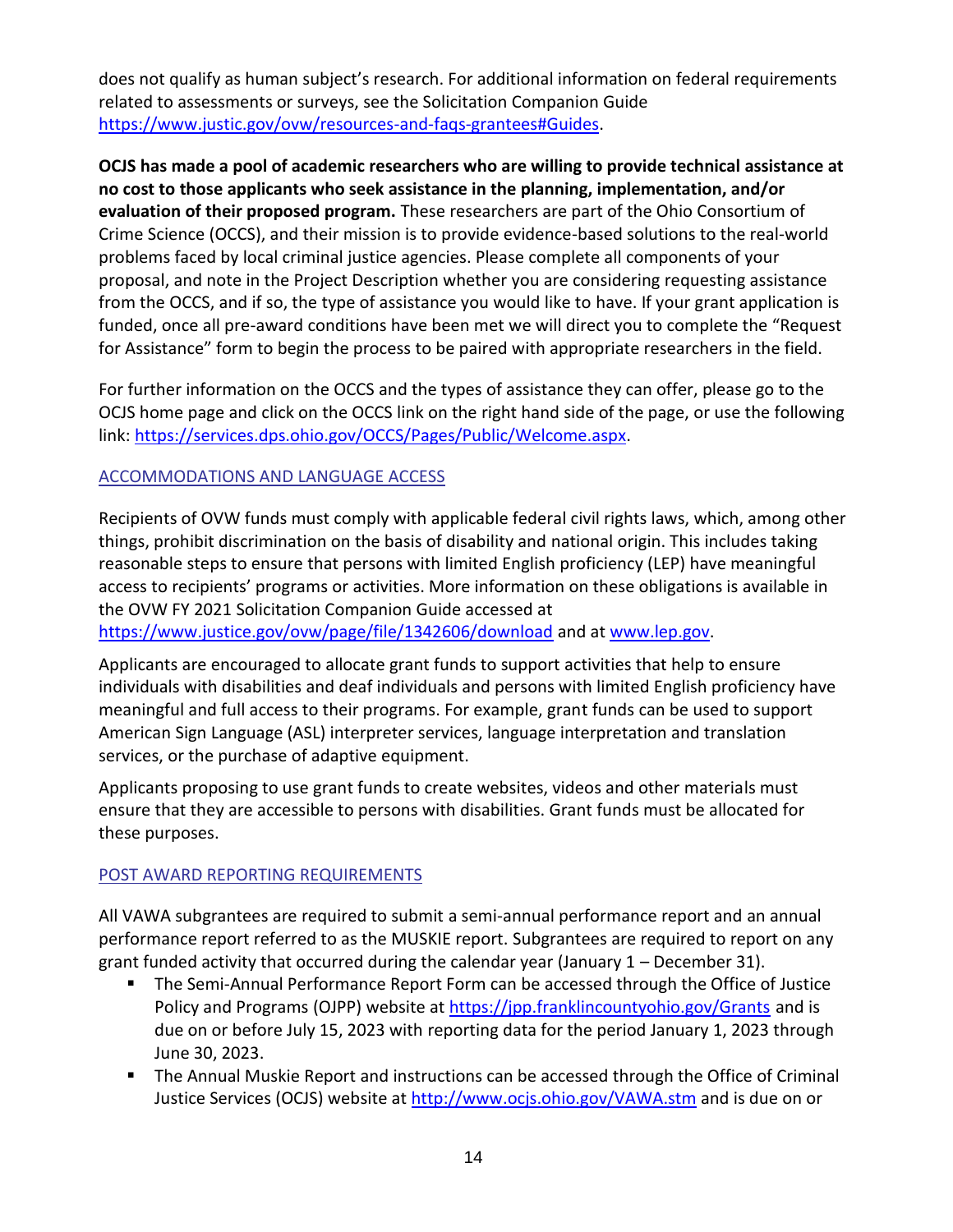does not qualify as human subject's research. For additional information on federal requirements related to assessments or surveys, see the Solicitation Companion Guide https://www.justic.gov/ovw/resources-and-faqs-grantees#Guides.

**OCJS has made a pool of academic researchers who are willing to provide technical assistance at no cost to those applicants who seek assistance in the planning, implementation, and/or evaluation of their proposed program.** These researchers are part of the Ohio Consortium of Crime Science (OCCS), and their mission is to provide evidence-based solutions to the real-world problems faced by local criminal justice agencies. Please complete all components of your proposal, and note in the Project Description whether you are considering requesting assistance from the OCCS, and if so, the type of assistance you would like to have. If your grant application is funded, once all pre-award conditions have been met we will direct you to complete the "Request for Assistance" form to begin the process to be paired with appropriate researchers in the field.

For further information on the OCCS and the types of assistance they can offer, please go to the OCJS home page and click on the OCCS link on the right hand side of the page, or use the following link: https://services.dps.ohio.gov/OCCS/Pages/Public/Welcome.aspx.

## ACCOMMODATIONS AND LANGUAGE ACCESS

Recipients of OVW funds must comply with applicable federal civil rights laws, which, among other things, prohibit discrimination on the basis of disability and national origin. This includes taking reasonable steps to ensure that persons with limited English proficiency (LEP) have meaningful access to recipients' programs or activities. More information on these obligations is available in the OVW FY 2021 Solicitation Companion Guide accessed at https://www.justice.gov/ovw/page/file/1342606/download and at www.lep.gov.

Applicants are encouraged to allocate grant funds to support activities that help to ensure individuals with disabilities and deaf individuals and persons with limited English proficiency have meaningful and full access to their programs. For example, grant funds can be used to support American Sign Language (ASL) interpreter services, language interpretation and translation services, or the purchase of adaptive equipment.

Applicants proposing to use grant funds to create websites, videos and other materials must ensure that they are accessible to persons with disabilities. Grant funds must be allocated for these purposes.

## POST AWARD REPORTING REQUIREMENTS

All VAWA subgrantees are required to submit a semi-annual performance report and an annual performance report referred to as the MUSKIE report. Subgrantees are required to report on any grant funded activity that occurred during the calendar year (January 1 – December 31).

- The Semi-Annual Performance Report Form can be accessed through the Office of Justice Policy and Programs (OJPP) website at https://jpp.franklincountyohio.gov/Grants and is due on or before July 15, 2023 with reporting data for the period January 1, 2023 through June 30, 2023.
- The Annual Muskie Report and instructions can be accessed through the Office of Criminal Justice Services (OCJS) website at http://www.ocjs.ohio.gov/VAWA.stm and is due on or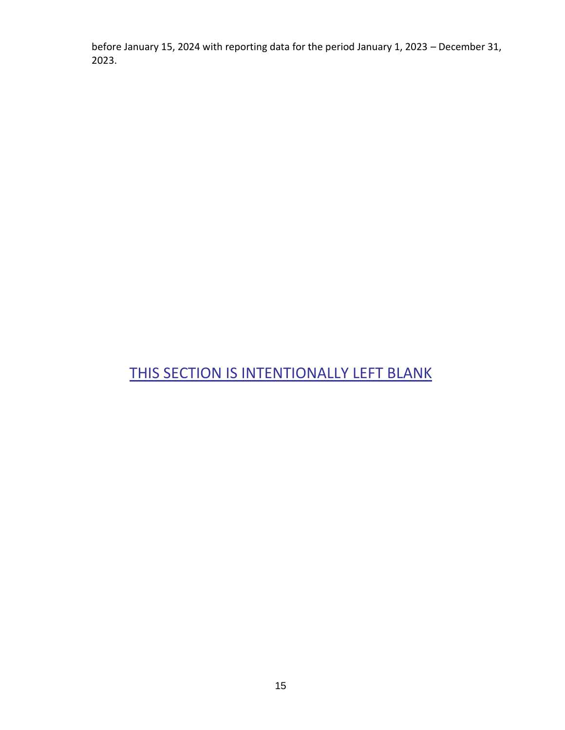before January 15, 2024 with reporting data for the period January 1, 2023 – December 31, 2023.

THIS SECTION IS INTENTIONALLY LEFT BLANK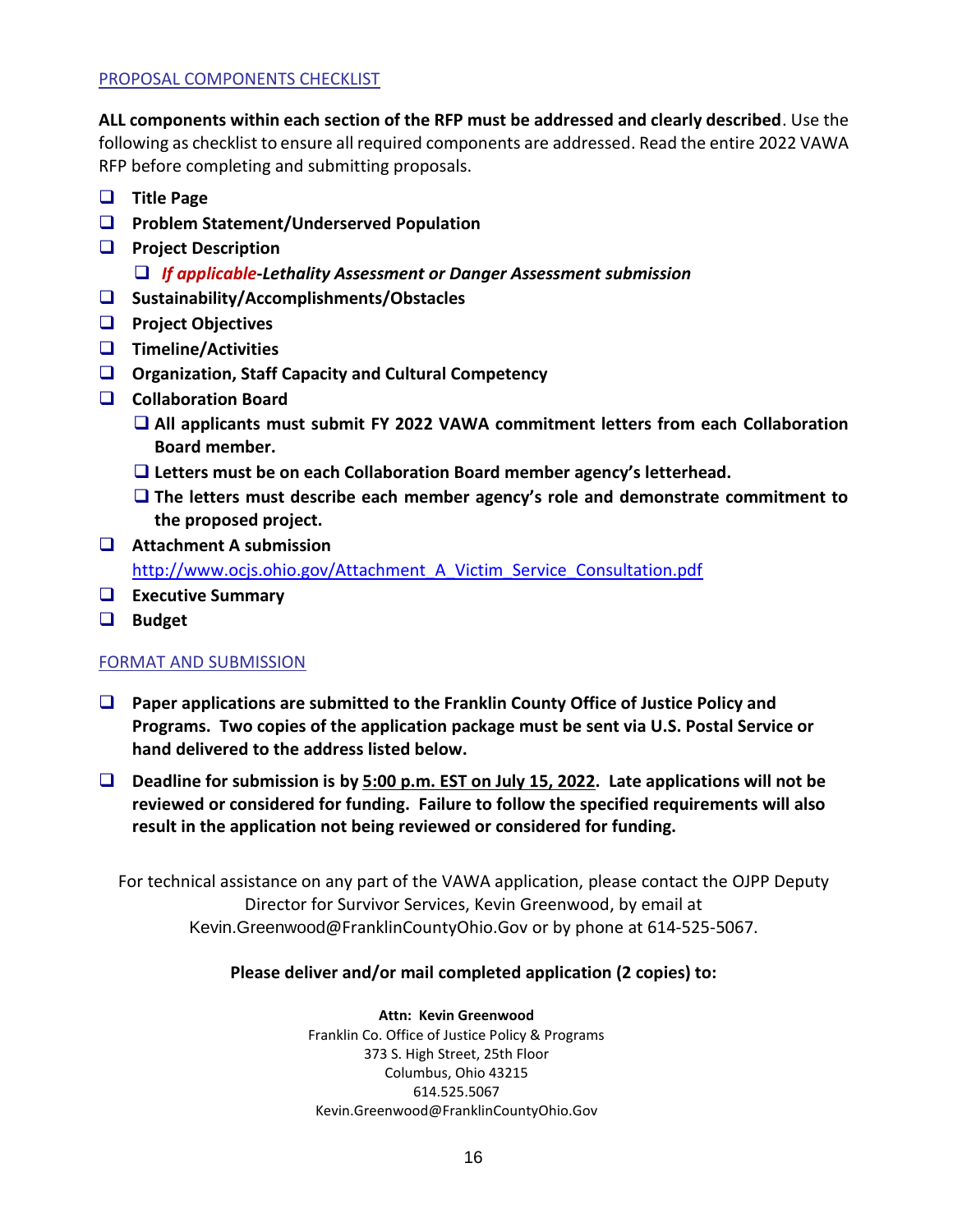## PROPOSAL COMPONENTS CHECKLIST

**ALL components within each section of the RFP must be addressed and clearly described**. Use the following as checklist to ensure all required components are addressed. Read the entire 2022 VAWA RFP before completing and submitting proposals.

- ❑ **Title Page**
- ❑ **Problem Statement/Underserved Population**
- ❑ **Project Description**
  - ❑ ***If applicable-Lethality Assessment or Danger Assessment submission***
- ❑ **Sustainability/Accomplishments/Obstacles**
- ❑ **Project Objectives**
- ❑ **Timeline/Activities**
- ❑ **Organization, Staff Capacity and Cultural Competency**
- ❑ **Collaboration Board**
  - ❑ **All applicants must submit FY 2022 VAWA commitment letters from each Collaboration Board member.**
  - ❑ **Letters must be on each Collaboration Board member agency's letterhead.**
  - ❑ **The letters must describe each member agency's role and demonstrate commitment to the proposed project.**
- ❑ **Attachment A submission**
  http://www.ocjs.ohio.gov/Attachment_A_Victim_Service_Consultation.pdf
- ❑ **Executive Summary**
- ❑ **Budget**

## FORMAT AND SUBMISSION

- ❑ **Paper applications are submitted to the Franklin County Office of Justice Policy and Programs. Two copies of the application package must be sent via U.S. Postal Service or hand delivered to the address listed below.**
- ❑ **Deadline for submission is by <u>5:00 p.m. EST on July 15, 2022</u>. Late applications will not be reviewed or considered for funding. Failure to follow the specified requirements will also result in the application not being reviewed or considered for funding.**

For technical assistance on any part of the VAWA application, please contact the OJPP Deputy Director for Survivor Services, Kevin Greenwood, by email at Kevin.Greenwood@FranklinCountyOhio.Gov or by phone at 614-525-5067.

**Please deliver and/or mail completed application (2 copies) to:**

**Attn: Kevin Greenwood**
Franklin Co. Office of Justice Policy & Programs
373 S. High Street, 25th Floor
Columbus, Ohio 43215
614.525.5067
Kevin.Greenwood@FranklinCountyOhio.Gov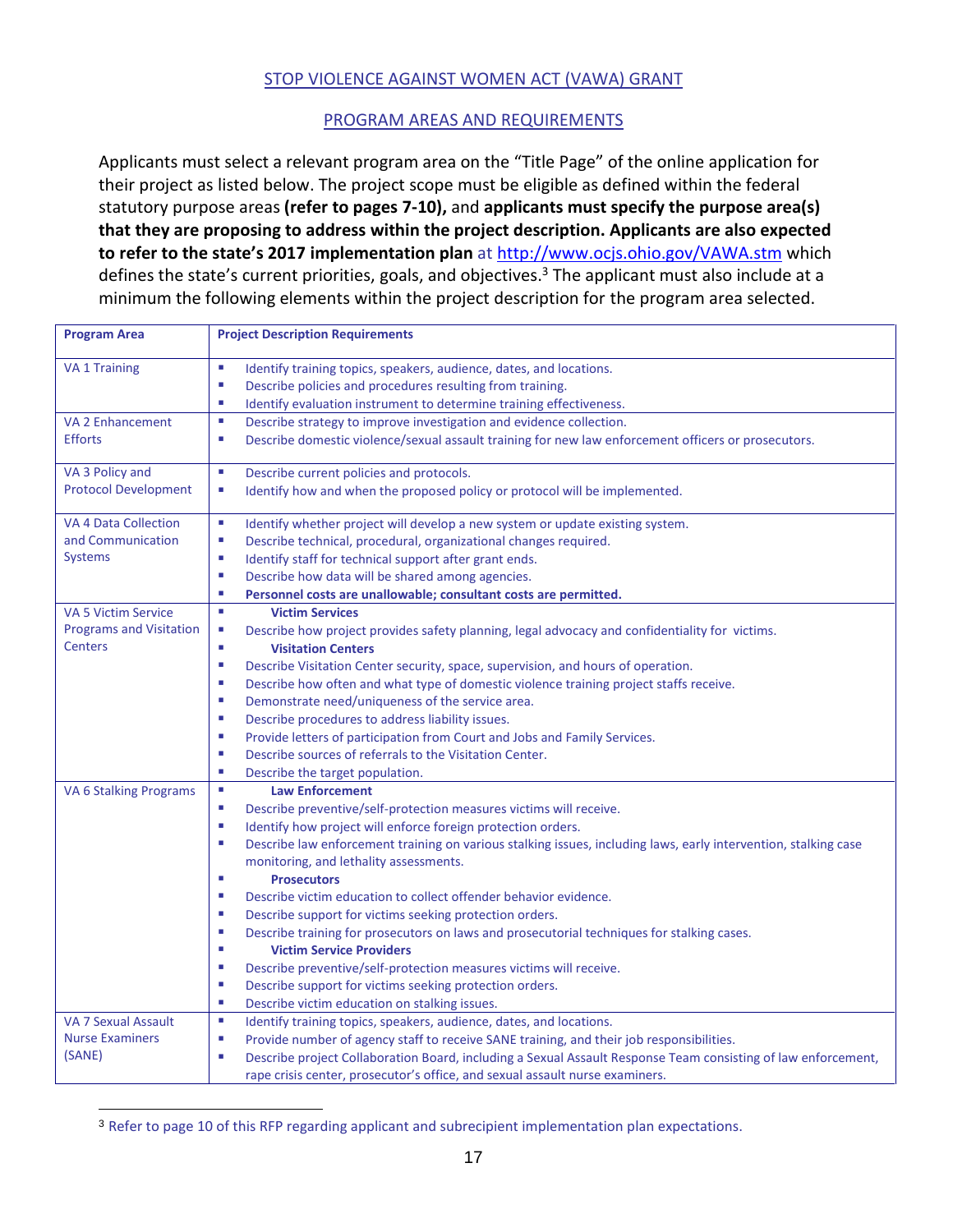## STOP VIOLENCE AGAINST WOMEN ACT (VAWA) GRANT

## PROGRAM AREAS AND REQUIREMENTS

Applicants must select a relevant program area on the "Title Page" of the online application for their project as listed below. The project scope must be eligible as defined within the federal statutory purpose areas **(refer to pages 7-10),** and **applicants must specify the purpose area(s) that they are proposing to address within the project description. Applicants are also expected to refer to the state's 2017 implementation plan** at http://www.ocjs.ohio.gov/VAWA.stm which defines the state's current priorities, goals, and objectives.[3] The applicant must also include at a minimum the following elements within the project description for the program area selected.

| Program Area | Project Description Requirements |
|---|---|
| VA 1 Training | ▪ Identify training topics, speakers, audience, dates, and locations.<br>▪ Describe policies and procedures resulting from training.<br>▪ Identify evaluation instrument to determine training effectiveness. |
| VA 2 Enhancement Efforts | ▪ Describe strategy to improve investigation and evidence collection.<br>▪ Describe domestic violence/sexual assault training for new law enforcement officers or prosecutors. |
| VA 3 Policy and Protocol Development | ▪ Describe current policies and protocols.<br>▪ Identify how and when the proposed policy or protocol will be implemented. |
| VA 4 Data Collection and Communication Systems | ▪ Identify whether project will develop a new system or update existing system.<br>▪ Describe technical, procedural, organizational changes required.<br>▪ Identify staff for technical support after grant ends.<br>▪ Describe how data will be shared among agencies.<br>▪ **Personnel costs are unallowable; consultant costs are permitted.** |
| VA 5 Victim Service Programs and Visitation Centers | ▪ **Victim Services**<br>▪ Describe how project provides safety planning, legal advocacy and confidentiality for victims.<br>▪ **Visitation Centers**<br>▪ Describe Visitation Center security, space, supervision, and hours of operation.<br>▪ Describe how often and what type of domestic violence training project staffs receive.<br>▪ Demonstrate need/uniqueness of the service area.<br>▪ Describe procedures to address liability issues.<br>▪ Provide letters of participation from Court and Jobs and Family Services.<br>▪ Describe sources of referrals to the Visitation Center.<br>▪ Describe the target population. |
| VA 6 Stalking Programs | ▪ **Law Enforcement**<br>▪ Describe preventive/self-protection measures victims will receive.<br>▪ Identify how project will enforce foreign protection orders.<br>▪ Describe law enforcement training on various stalking issues, including laws, early intervention, stalking case monitoring, and lethality assessments.<br>▪ **Prosecutors**<br>▪ Describe victim education to collect offender behavior evidence.<br>▪ Describe support for victims seeking protection orders.<br>▪ Describe training for prosecutors on laws and prosecutorial techniques for stalking cases.<br>▪ **Victim Service Providers**<br>▪ Describe preventive/self-protection measures victims will receive.<br>▪ Describe support for victims seeking protection orders.<br>▪ Describe victim education on stalking issues. |
| VA 7 Sexual Assault Nurse Examiners (SANE) | ▪ Identify training topics, speakers, audience, dates, and locations.<br>▪ Provide number of agency staff to receive SANE training, and their job responsibilities.<br>▪ Describe project Collaboration Board, including a Sexual Assault Response Team consisting of law enforcement, rape crisis center, prosecutor's office, and sexual assault nurse examiners. |

[3] Refer to page 10 of this RFP regarding applicant and subrecipient implementation plan expectations.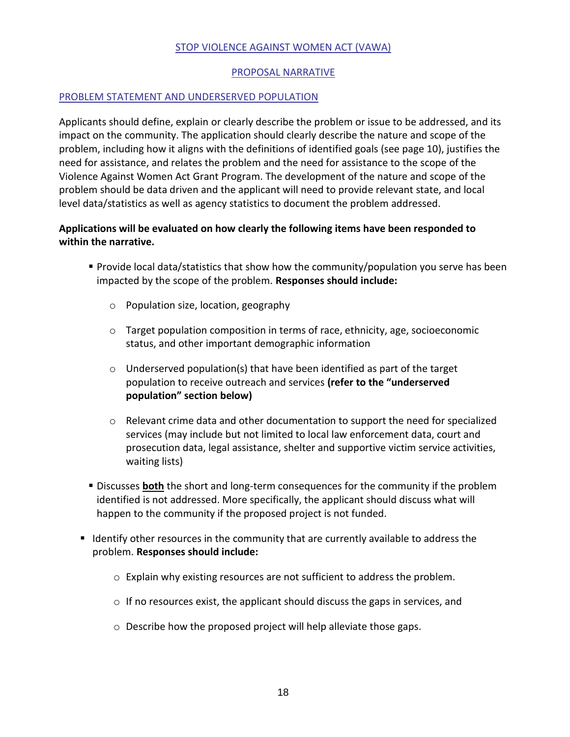## STOP VIOLENCE AGAINST WOMEN ACT (VAWA)

## PROPOSAL NARRATIVE

### PROBLEM STATEMENT AND UNDERSERVED POPULATION

Applicants should define, explain or clearly describe the problem or issue to be addressed, and its impact on the community. The application should clearly describe the nature and scope of the problem, including how it aligns with the definitions of identified goals (see page 10), justifies the need for assistance, and relates the problem and the need for assistance to the scope of the Violence Against Women Act Grant Program. The development of the nature and scope of the problem should be data driven and the applicant will need to provide relevant state, and local level data/statistics as well as agency statistics to document the problem addressed.

**Applications will be evaluated on how clearly the following items have been responded to within the narrative.**

- Provide local data/statistics that show how the community/population you serve has been impacted by the scope of the problem. **Responses should include:**
  - Population size, location, geography
  - Target population composition in terms of race, ethnicity, age, socioeconomic status, and other important demographic information
  - Underserved population(s) that have been identified as part of the target population to receive outreach and services **(refer to the "underserved population" section below)**
  - Relevant crime data and other documentation to support the need for specialized services (may include but not limited to local law enforcement data, court and prosecution data, legal assistance, shelter and supportive victim service activities, waiting lists)
- Discusses **<u>both</u>** the short and long-term consequences for the community if the problem identified is not addressed. More specifically, the applicant should discuss what will happen to the community if the proposed project is not funded.
- Identify other resources in the community that are currently available to address the problem. **Responses should include:**
  - Explain why existing resources are not sufficient to address the problem.
  - If no resources exist, the applicant should discuss the gaps in services, and
  - Describe how the proposed project will help alleviate those gaps.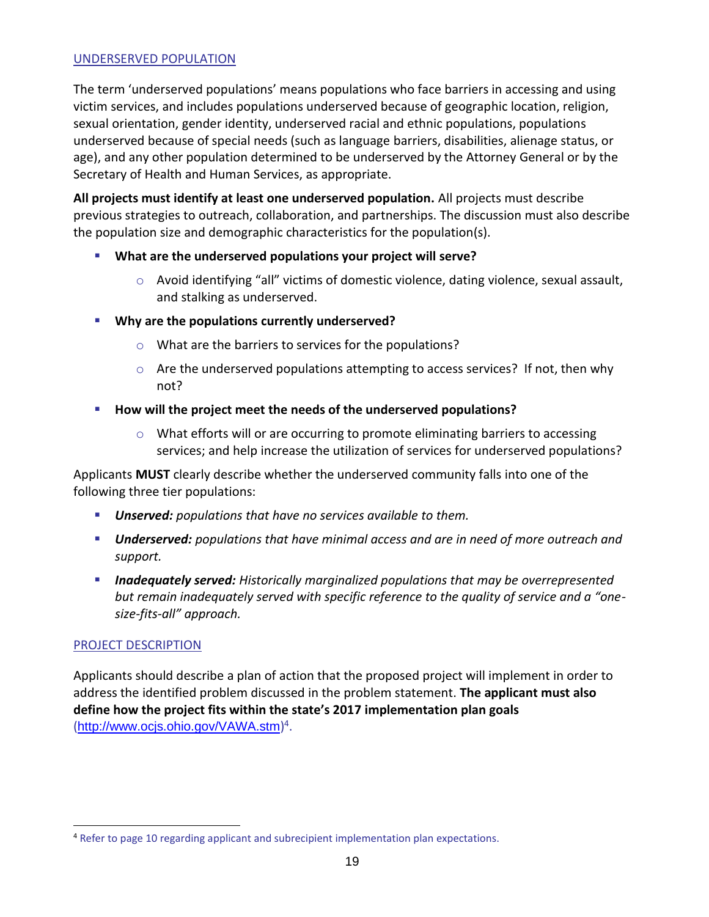## UNDERSERVED POPULATION

The term 'underserved populations' means populations who face barriers in accessing and using victim services, and includes populations underserved because of geographic location, religion, sexual orientation, gender identity, underserved racial and ethnic populations, populations underserved because of special needs (such as language barriers, disabilities, alienage status, or age), and any other population determined to be underserved by the Attorney General or by the Secretary of Health and Human Services, as appropriate.

**All projects must identify at least one underserved population.** All projects must describe previous strategies to outreach, collaboration, and partnerships. The discussion must also describe the population size and demographic characteristics for the population(s).

- **What are the underserved populations your project will serve?**
  - Avoid identifying "all" victims of domestic violence, dating violence, sexual assault, and stalking as underserved.
- **Why are the populations currently underserved?**
  - What are the barriers to services for the populations?
  - Are the underserved populations attempting to access services? If not, then why not?
- **How will the project meet the needs of the underserved populations?**
  - What efforts will or are occurring to promote eliminating barriers to accessing services; and help increase the utilization of services for underserved populations?

Applicants **MUST** clearly describe whether the underserved community falls into one of the following three tier populations:

- ***Unserved:*** *populations that have no services available to them.*
- ***Underserved:*** *populations that have minimal access and are in need of more outreach and support.*
- ***Inadequately served:*** *Historically marginalized populations that may be overrepresented but remain inadequately served with specific reference to the quality of service and a "one-size-fits-all" approach.*

## PROJECT DESCRIPTION

Applicants should describe a plan of action that the proposed project will implement in order to address the identified problem discussed in the problem statement. **The applicant must also define how the project fits within the state's 2017 implementation plan goals** (http://www.ocjs.ohio.gov/VAWA.stm)[4].

[4] Refer to page 10 regarding applicant and subrecipient implementation plan expectations.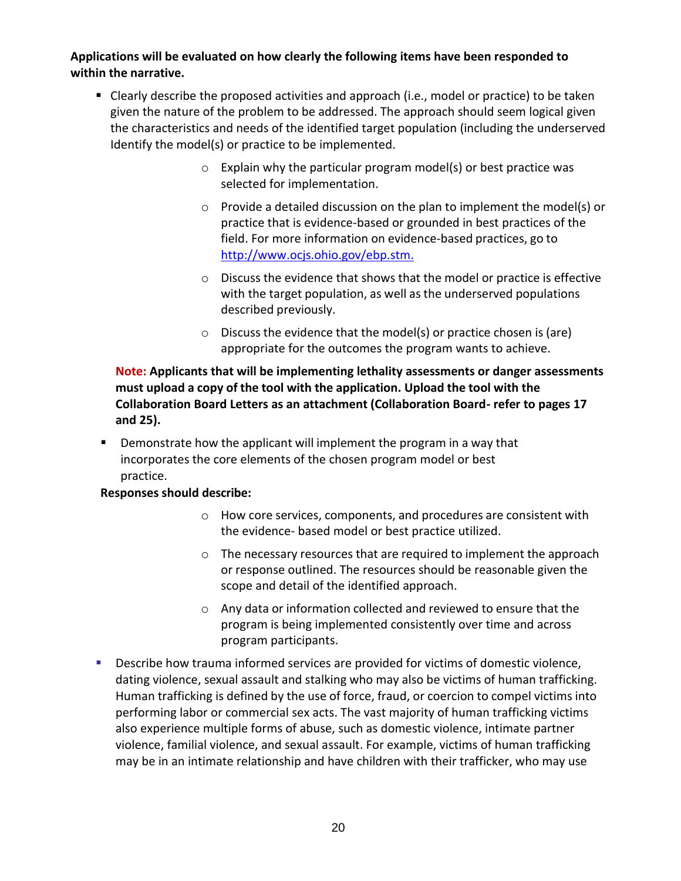**Applications will be evaluated on how clearly the following items have been responded to within the narrative.**

- Clearly describe the proposed activities and approach (i.e., model or practice) to be taken given the nature of the problem to be addressed. The approach should seem logical given the characteristics and needs of the identified target population (including the underserved Identify the model(s) or practice to be implemented.
  - Explain why the particular program model(s) or best practice was selected for implementation.
  - Provide a detailed discussion on the plan to implement the model(s) or practice that is evidence-based or grounded in best practices of the field. For more information on evidence-based practices, go to [http://www.ocjs.ohio.gov/ebp.stm.](http://www.ocjs.ohio.gov/ebp.stm)
  - Discuss the evidence that shows that the model or practice is effective with the target population, as well as the underserved populations described previously.
  - Discuss the evidence that the model(s) or practice chosen is (are) appropriate for the outcomes the program wants to achieve.

  **Note: Applicants that will be implementing lethality assessments or danger assessments must upload a copy of the tool with the application. Upload the tool with the Collaboration Board Letters as an attachment (Collaboration Board- refer to pages 17 and 25).**

- Demonstrate how the applicant will implement the program in a way that incorporates the core elements of the chosen program model or best practice.

  **Responses should describe:**

  - How core services, components, and procedures are consistent with the evidence- based model or best practice utilized.
  - The necessary resources that are required to implement the approach or response outlined. The resources should be reasonable given the scope and detail of the identified approach.
  - Any data or information collected and reviewed to ensure that the program is being implemented consistently over time and across program participants.

- Describe how trauma informed services are provided for victims of domestic violence, dating violence, sexual assault and stalking who may also be victims of human trafficking. Human trafficking is defined by the use of force, fraud, or coercion to compel victims into performing labor or commercial sex acts. The vast majority of human trafficking victims also experience multiple forms of abuse, such as domestic violence, intimate partner violence, familial violence, and sexual assault. For example, victims of human trafficking may be in an intimate relationship and have children with their trafficker, who may use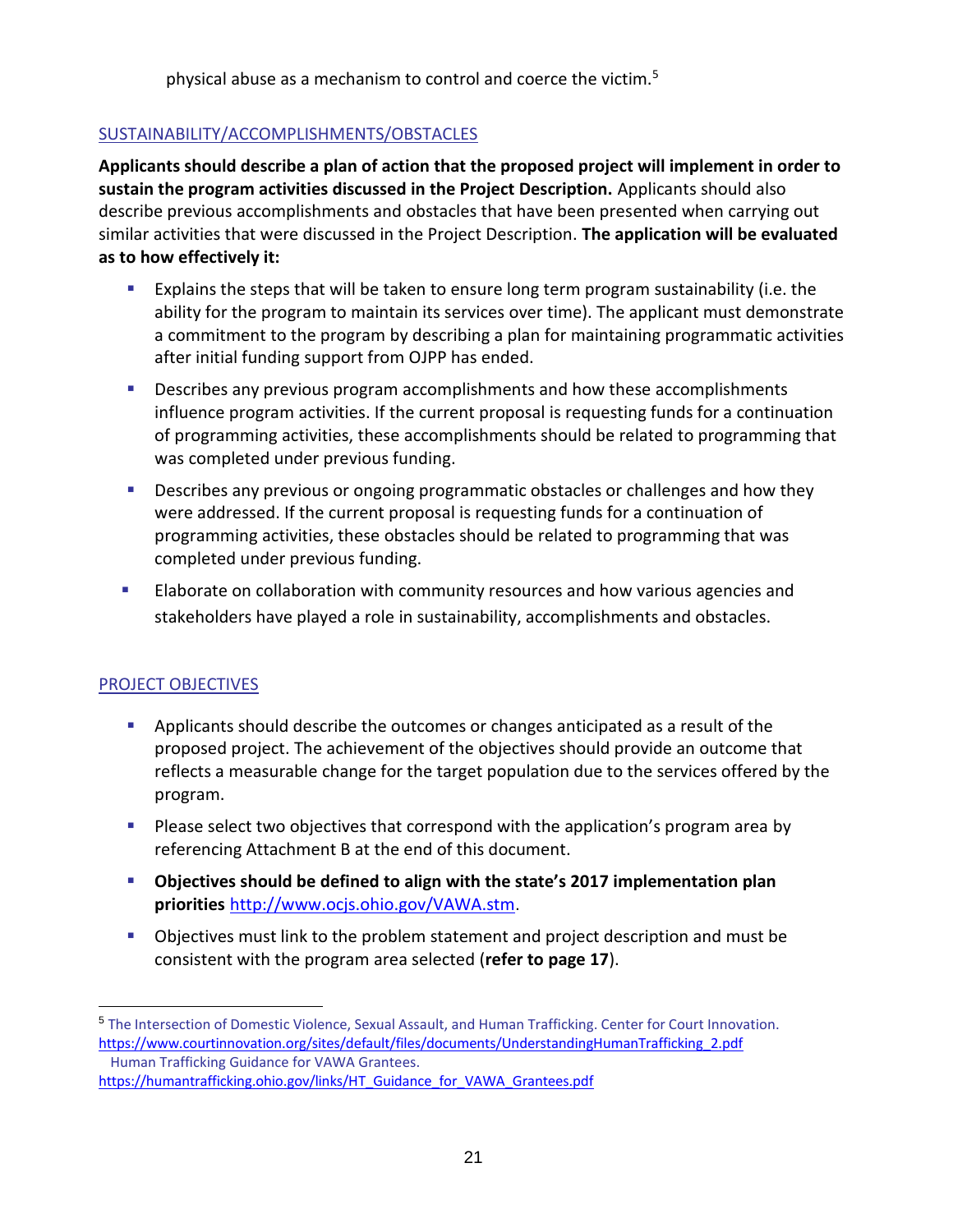physical abuse as a mechanism to control and coerce the victim.[5]

## SUSTAINABILITY/ACCOMPLISHMENTS/OBSTACLES

**Applicants should describe a plan of action that the proposed project will implement in order to sustain the program activities discussed in the Project Description.** Applicants should also describe previous accomplishments and obstacles that have been presented when carrying out similar activities that were discussed in the Project Description. **The application will be evaluated as to how effectively it:**

- Explains the steps that will be taken to ensure long term program sustainability (i.e. the ability for the program to maintain its services over time). The applicant must demonstrate a commitment to the program by describing a plan for maintaining programmatic activities after initial funding support from OJPP has ended.
- Describes any previous program accomplishments and how these accomplishments influence program activities. If the current proposal is requesting funds for a continuation of programming activities, these accomplishments should be related to programming that was completed under previous funding.
- Describes any previous or ongoing programmatic obstacles or challenges and how they were addressed. If the current proposal is requesting funds for a continuation of programming activities, these obstacles should be related to programming that was completed under previous funding.
- Elaborate on collaboration with community resources and how various agencies and stakeholders have played a role in sustainability, accomplishments and obstacles.

## PROJECT OBJECTIVES

- Applicants should describe the outcomes or changes anticipated as a result of the proposed project. The achievement of the objectives should provide an outcome that reflects a measurable change for the target population due to the services offered by the program.
- Please select two objectives that correspond with the application's program area by referencing Attachment B at the end of this document.
- **Objectives should be defined to align with the state's 2017 implementation plan priorities** http://www.ocjs.ohio.gov/VAWA.stm.
- Objectives must link to the problem statement and project description and must be consistent with the program area selected (**refer to page 17**).

---

[5] The Intersection of Domestic Violence, Sexual Assault, and Human Trafficking. Center for Court Innovation. https://www.courtinnovation.org/sites/default/files/documents/UnderstandingHumanTrafficking_2.pdf
Human Trafficking Guidance for VAWA Grantees. https://humantrafficking.ohio.gov/links/HT_Guidance_for_VAWA_Grantees.pdf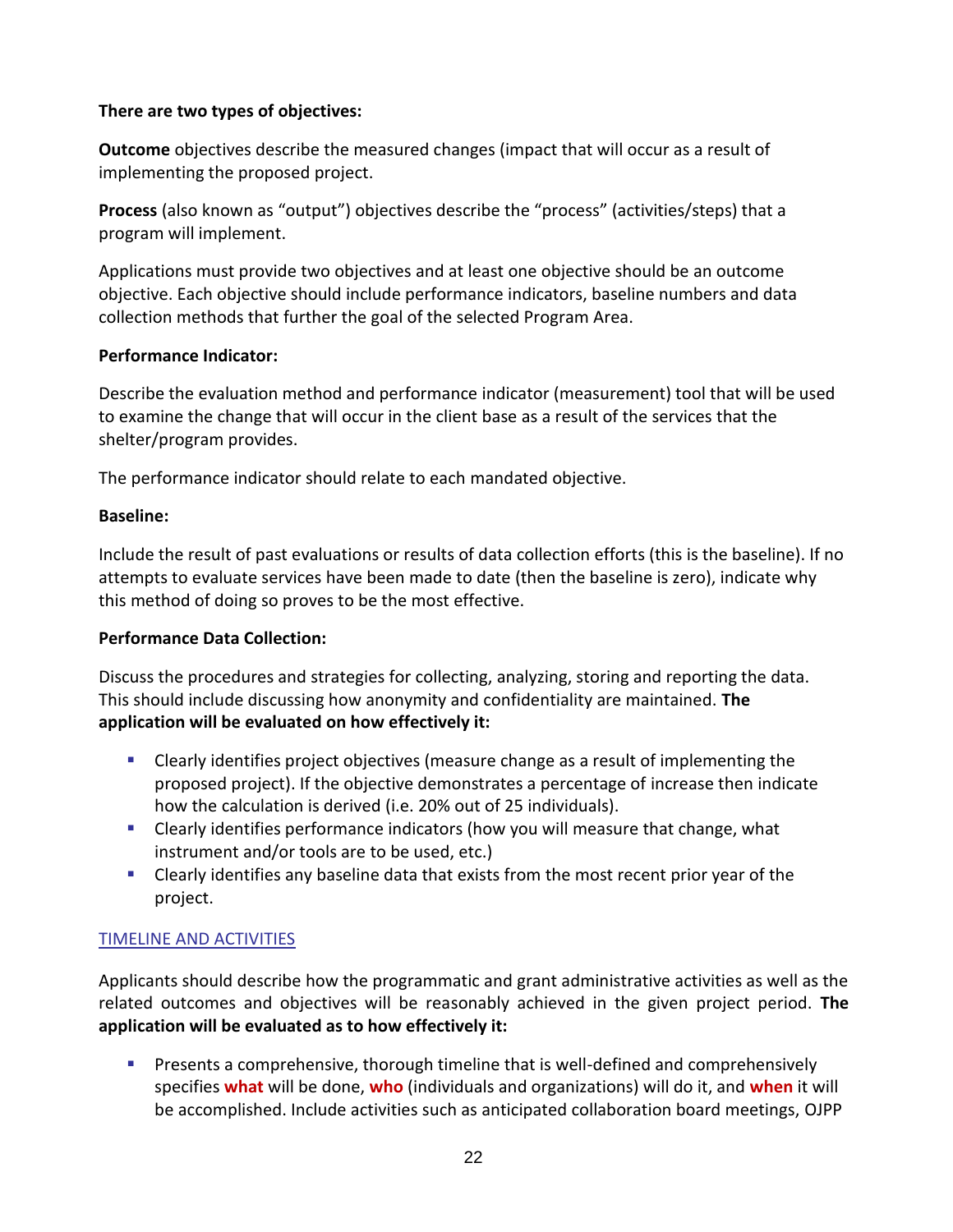**There are two types of objectives:**

**Outcome** objectives describe the measured changes (impact that will occur as a result of implementing the proposed project.

**Process** (also known as "output") objectives describe the "process" (activities/steps) that a program will implement.

Applications must provide two objectives and at least one objective should be an outcome objective. Each objective should include performance indicators, baseline numbers and data collection methods that further the goal of the selected Program Area.

**Performance Indicator:**

Describe the evaluation method and performance indicator (measurement) tool that will be used to examine the change that will occur in the client base as a result of the services that the shelter/program provides.

The performance indicator should relate to each mandated objective.

**Baseline:**

Include the result of past evaluations or results of data collection efforts (this is the baseline). If no attempts to evaluate services have been made to date (then the baseline is zero), indicate why this method of doing so proves to be the most effective.

**Performance Data Collection:**

Discuss the procedures and strategies for collecting, analyzing, storing and reporting the data. This should include discussing how anonymity and confidentiality are maintained. **The application will be evaluated on how effectively it:**

- Clearly identifies project objectives (measure change as a result of implementing the proposed project). If the objective demonstrates a percentage of increase then indicate how the calculation is derived (i.e. 20% out of 25 individuals).
- Clearly identifies performance indicators (how you will measure that change, what instrument and/or tools are to be used, etc.)
- Clearly identifies any baseline data that exists from the most recent prior year of the project.

## TIMELINE AND ACTIVITIES

Applicants should describe how the programmatic and grant administrative activities as well as the related outcomes and objectives will be reasonably achieved in the given project period. **The application will be evaluated as to how effectively it:**

- Presents a comprehensive, thorough timeline that is well-defined and comprehensively specifies **what** will be done, **who** (individuals and organizations) will do it, and **when** it will be accomplished. Include activities such as anticipated collaboration board meetings, OJPP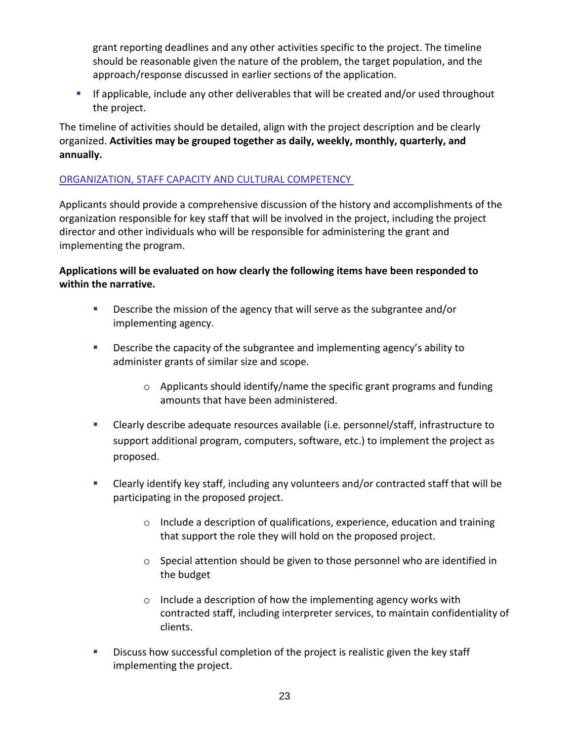grant reporting deadlines and any other activities specific to the project. The timeline should be reasonable given the nature of the problem, the target population, and the approach/response discussed in earlier sections of the application.

- If applicable, include any other deliverables that will be created and/or used throughout the project.

The timeline of activities should be detailed, align with the project description and be clearly organized. **Activities may be grouped together as daily, weekly, monthly, quarterly, and annually.**

## ORGANIZATION, STAFF CAPACITY AND CULTURAL COMPETENCY

Applicants should provide a comprehensive discussion of the history and accomplishments of the organization responsible for key staff that will be involved in the project, including the project director and other individuals who will be responsible for administering the grant and implementing the program.

**Applications will be evaluated on how clearly the following items have been responded to within the narrative.**

- Describe the mission of the agency that will serve as the subgrantee and/or implementing agency.
- Describe the capacity of the subgrantee and implementing agency's ability to administer grants of similar size and scope.
    - Applicants should identify/name the specific grant programs and funding amounts that have been administered.
- Clearly describe adequate resources available (i.e. personnel/staff, infrastructure to support additional program, computers, software, etc.) to implement the project as proposed.
- Clearly identify key staff, including any volunteers and/or contracted staff that will be participating in the proposed project.
    - Include a description of qualifications, experience, education and training that support the role they will hold on the proposed project.
    - Special attention should be given to those personnel who are identified in the budget
    - Include a description of how the implementing agency works with contracted staff, including interpreter services, to maintain confidentiality of clients.
- Discuss how successful completion of the project is realistic given the key staff implementing the project.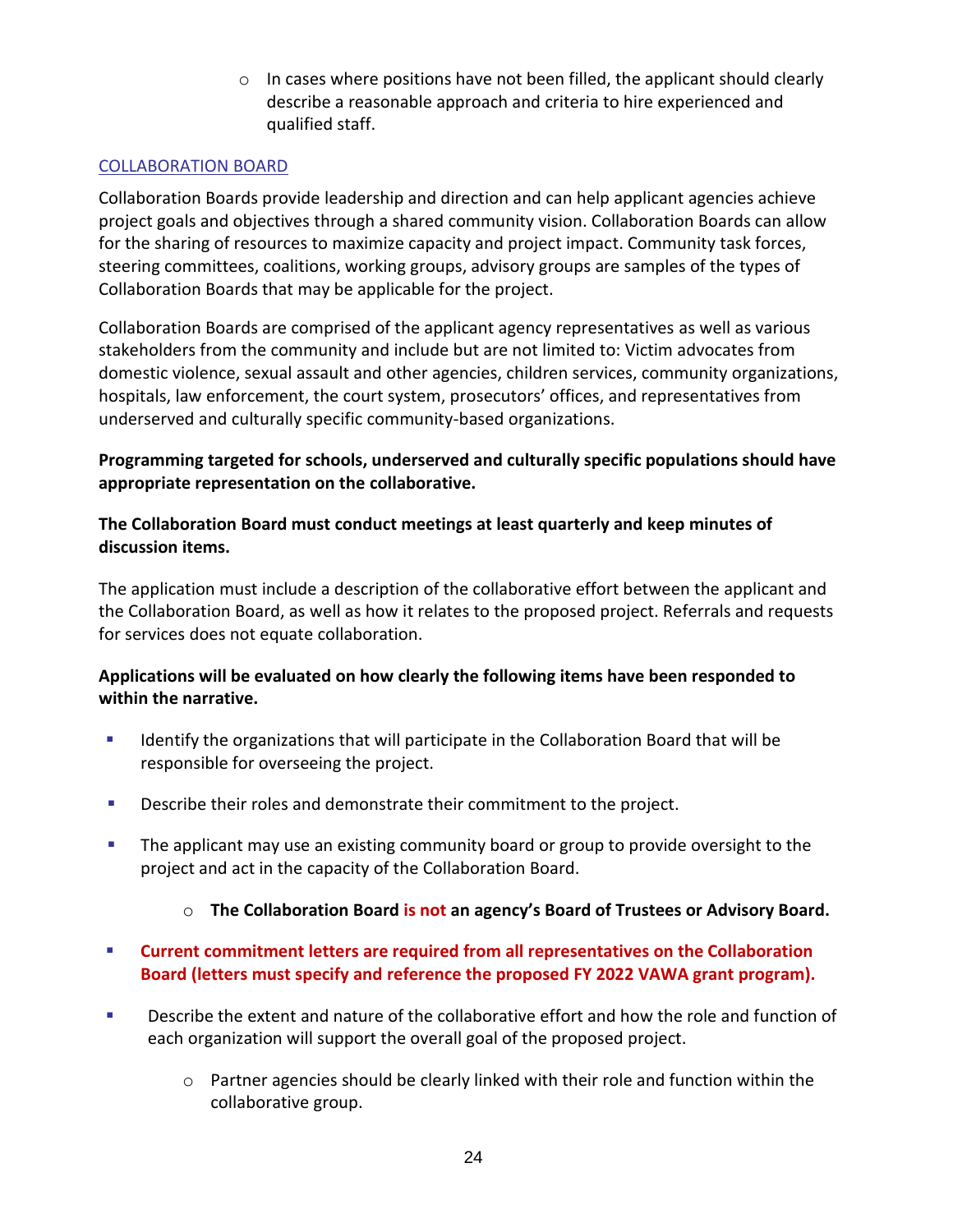- In cases where positions have not been filled, the applicant should clearly describe a reasonable approach and criteria to hire experienced and qualified staff.

## COLLABORATION BOARD

Collaboration Boards provide leadership and direction and can help applicant agencies achieve project goals and objectives through a shared community vision. Collaboration Boards can allow for the sharing of resources to maximize capacity and project impact. Community task forces, steering committees, coalitions, working groups, advisory groups are samples of the types of Collaboration Boards that may be applicable for the project.

Collaboration Boards are comprised of the applicant agency representatives as well as various stakeholders from the community and include but are not limited to: Victim advocates from domestic violence, sexual assault and other agencies, children services, community organizations, hospitals, law enforcement, the court system, prosecutors' offices, and representatives from underserved and culturally specific community-based organizations.

**Programming targeted for schools, underserved and culturally specific populations should have appropriate representation on the collaborative.**

**The Collaboration Board must conduct meetings at least quarterly and keep minutes of discussion items.**

The application must include a description of the collaborative effort between the applicant and the Collaboration Board, as well as how it relates to the proposed project. Referrals and requests for services does not equate collaboration.

**Applications will be evaluated on how clearly the following items have been responded to within the narrative.**

- Identify the organizations that will participate in the Collaboration Board that will be responsible for overseeing the project.
- Describe their roles and demonstrate their commitment to the project.
- The applicant may use an existing community board or group to provide oversight to the project and act in the capacity of the Collaboration Board.
    - **The Collaboration Board is not an agency's Board of Trustees or Advisory Board.**
- **Current commitment letters are required from all representatives on the Collaboration Board (letters must specify and reference the proposed FY 2022 VAWA grant program).**
- Describe the extent and nature of the collaborative effort and how the role and function of each organization will support the overall goal of the proposed project.
    - Partner agencies should be clearly linked with their role and function within the collaborative group.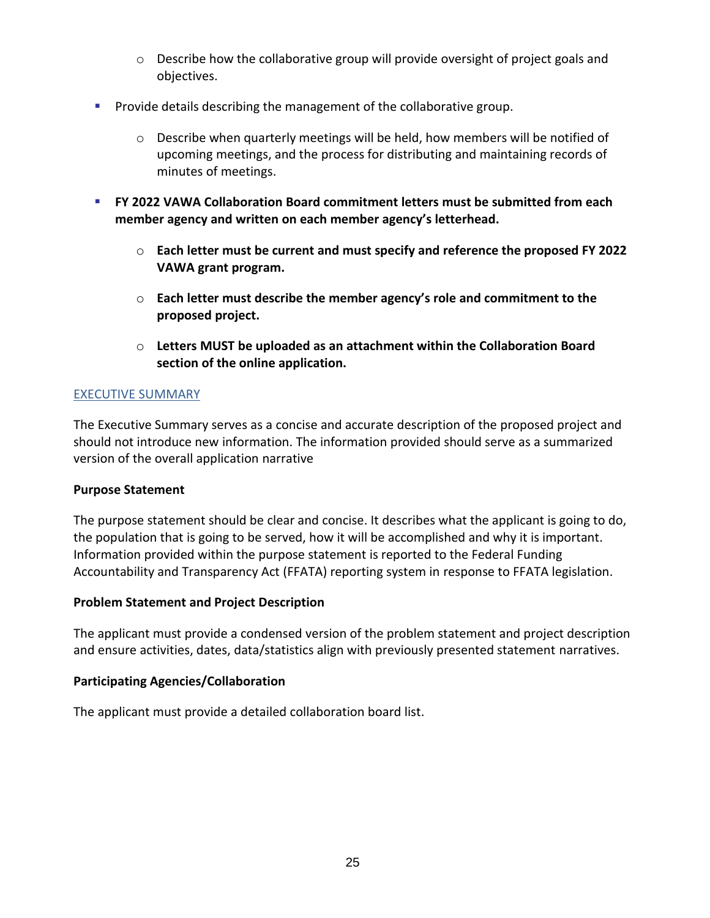- Describe how the collaborative group will provide oversight of project goals and objectives.

- Provide details describing the management of the collaborative group.
    - Describe when quarterly meetings will be held, how members will be notified of upcoming meetings, and the process for distributing and maintaining records of minutes of meetings.

- **FY 2022 VAWA Collaboration Board commitment letters must be submitted from each member agency and written on each member agency's letterhead.**
    - **Each letter must be current and must specify and reference the proposed FY 2022 VAWA grant program.**
    - **Each letter must describe the member agency's role and commitment to the proposed project.**
    - **Letters MUST be uploaded as an attachment within the Collaboration Board section of the online application.**

## EXECUTIVE SUMMARY

The Executive Summary serves as a concise and accurate description of the proposed project and should not introduce new information. The information provided should serve as a summarized version of the overall application narrative

**Purpose Statement**

The purpose statement should be clear and concise. It describes what the applicant is going to do, the population that is going to be served, how it will be accomplished and why it is important. Information provided within the purpose statement is reported to the Federal Funding Accountability and Transparency Act (FFATA) reporting system in response to FFATA legislation.

**Problem Statement and Project Description**

The applicant must provide a condensed version of the problem statement and project description and ensure activities, dates, data/statistics align with previously presented statement narratives.

**Participating Agencies/Collaboration**

The applicant must provide a detailed collaboration board list.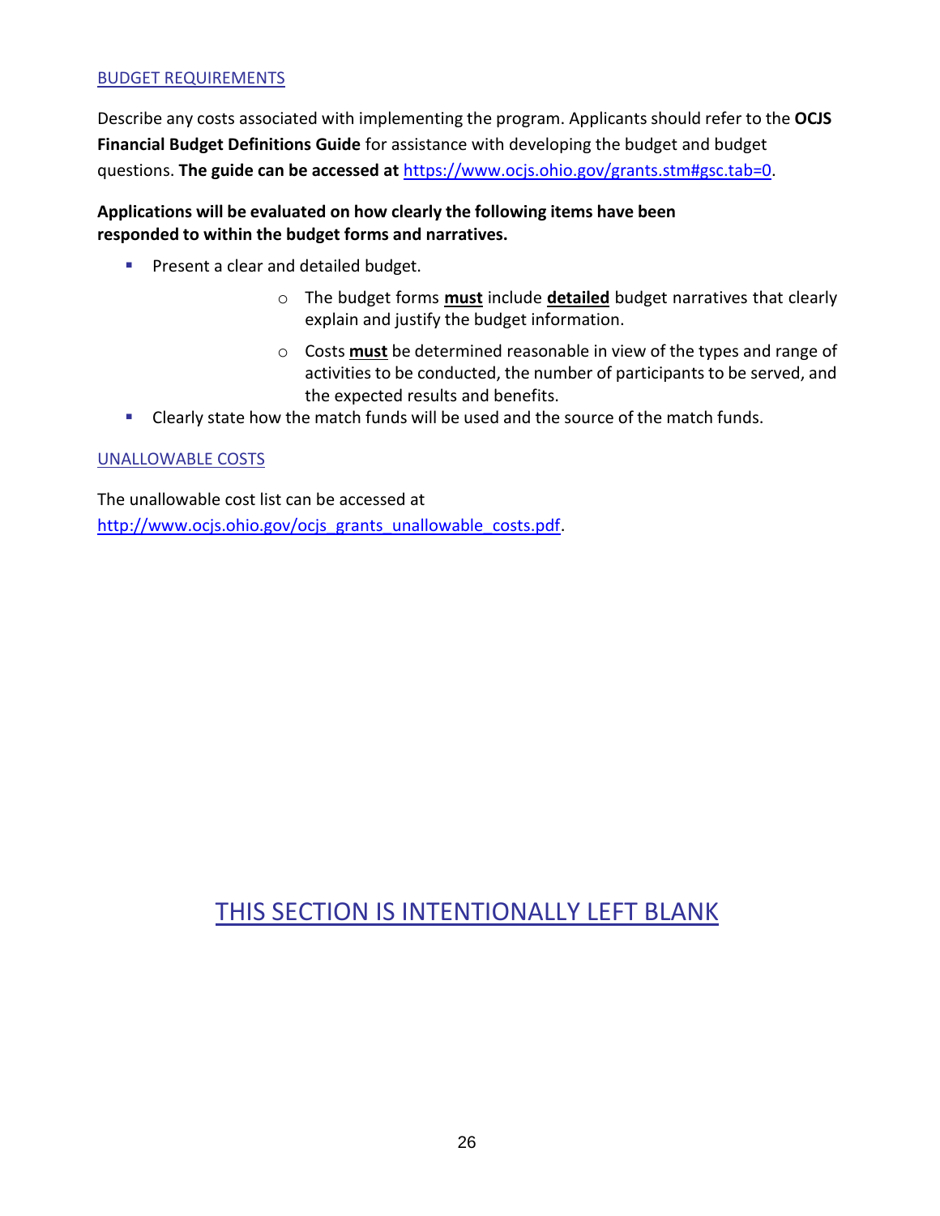## BUDGET REQUIREMENTS

Describe any costs associated with implementing the program. Applicants should refer to the **OCJS Financial Budget Definitions Guide** for assistance with developing the budget and budget questions. **The guide can be accessed at** https://www.ocjs.ohio.gov/grants.stm#gsc.tab=0.

**Applications will be evaluated on how clearly the following items have been responded to within the budget forms and narratives.**

- Present a clear and detailed budget.
  - The budget forms **must** include **detailed** budget narratives that clearly explain and justify the budget information.
  - Costs **must** be determined reasonable in view of the types and range of activities to be conducted, the number of participants to be served, and the expected results and benefits.
- Clearly state how the match funds will be used and the source of the match funds.

## UNALLOWABLE COSTS

The unallowable cost list can be accessed at http://www.ocjs.ohio.gov/ocjs_grants_unallowable_costs.pdf.

THIS SECTION IS INTENTIONALLY LEFT BLANK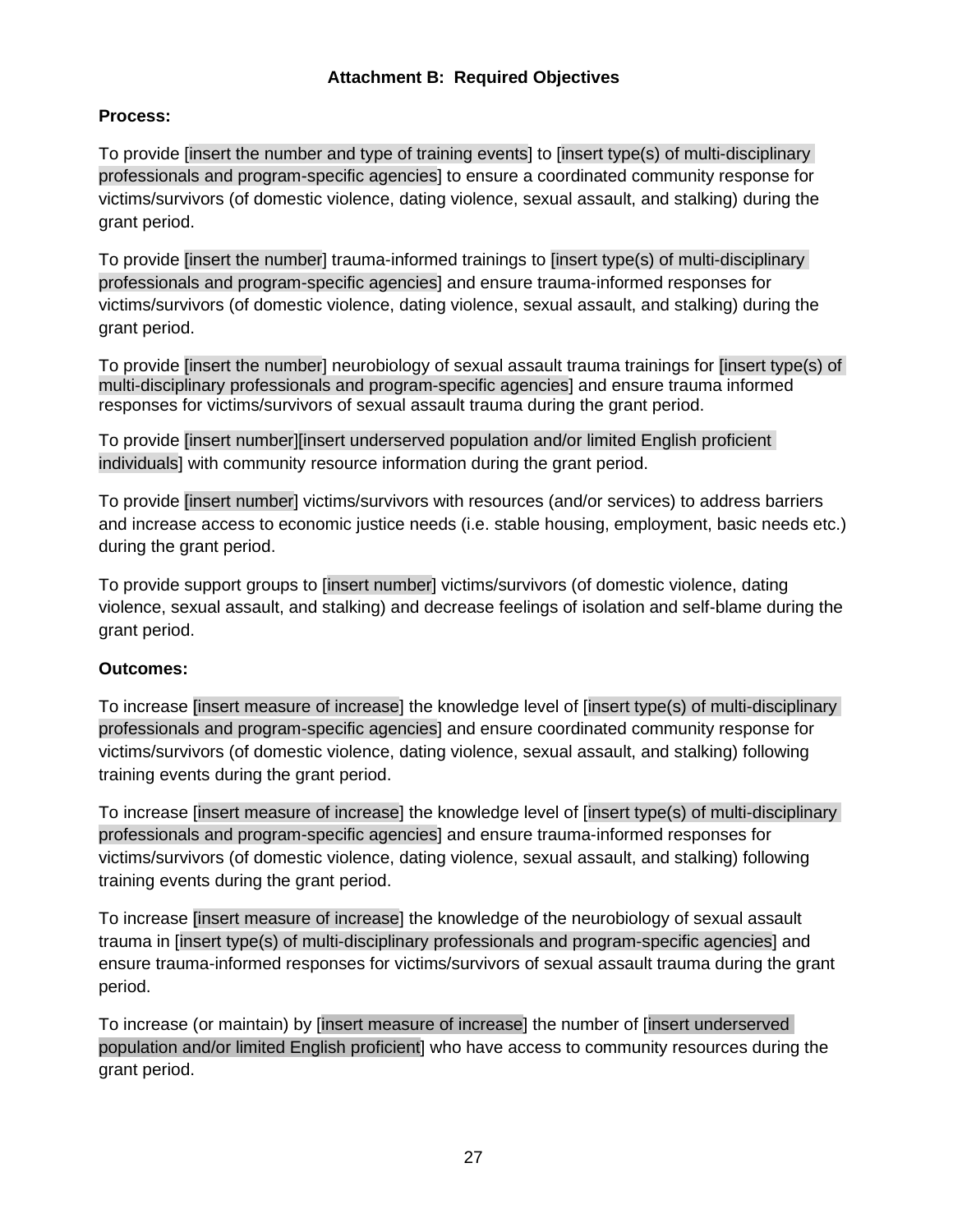# Attachment B: Required Objectives

**Process:**

To provide [insert the number and type of training events] to [insert type(s) of multi-disciplinary professionals and program-specific agencies] to ensure a coordinated community response for victims/survivors (of domestic violence, dating violence, sexual assault, and stalking) during the grant period.

To provide [insert the number] trauma-informed trainings to [insert type(s) of multi-disciplinary professionals and program-specific agencies] and ensure trauma-informed responses for victims/survivors (of domestic violence, dating violence, sexual assault, and stalking) during the grant period.

To provide [insert the number] neurobiology of sexual assault trauma trainings for [insert type(s) of multi-disciplinary professionals and program-specific agencies] and ensure trauma informed responses for victims/survivors of sexual assault trauma during the grant period.

To provide [insert number][insert underserved population and/or limited English proficient individuals] with community resource information during the grant period.

To provide [insert number] victims/survivors with resources (and/or services) to address barriers and increase access to economic justice needs (i.e. stable housing, employment, basic needs etc.) during the grant period.

To provide support groups to [insert number] victims/survivors (of domestic violence, dating violence, sexual assault, and stalking) and decrease feelings of isolation and self-blame during the grant period.

**Outcomes:**

To increase [insert measure of increase] the knowledge level of [insert type(s) of multi-disciplinary professionals and program-specific agencies] and ensure coordinated community response for victims/survivors (of domestic violence, dating violence, sexual assault, and stalking) following training events during the grant period.

To increase [insert measure of increase] the knowledge level of [insert type(s) of multi-disciplinary professionals and program-specific agencies] and ensure trauma-informed responses for victims/survivors (of domestic violence, dating violence, sexual assault, and stalking) following training events during the grant period.

To increase [insert measure of increase] the knowledge of the neurobiology of sexual assault trauma in [insert type(s) of multi-disciplinary professionals and program-specific agencies] and ensure trauma-informed responses for victims/survivors of sexual assault trauma during the grant period.

To increase (or maintain) by [insert measure of increase] the number of [insert underserved population and/or limited English proficient] who have access to community resources during the grant period.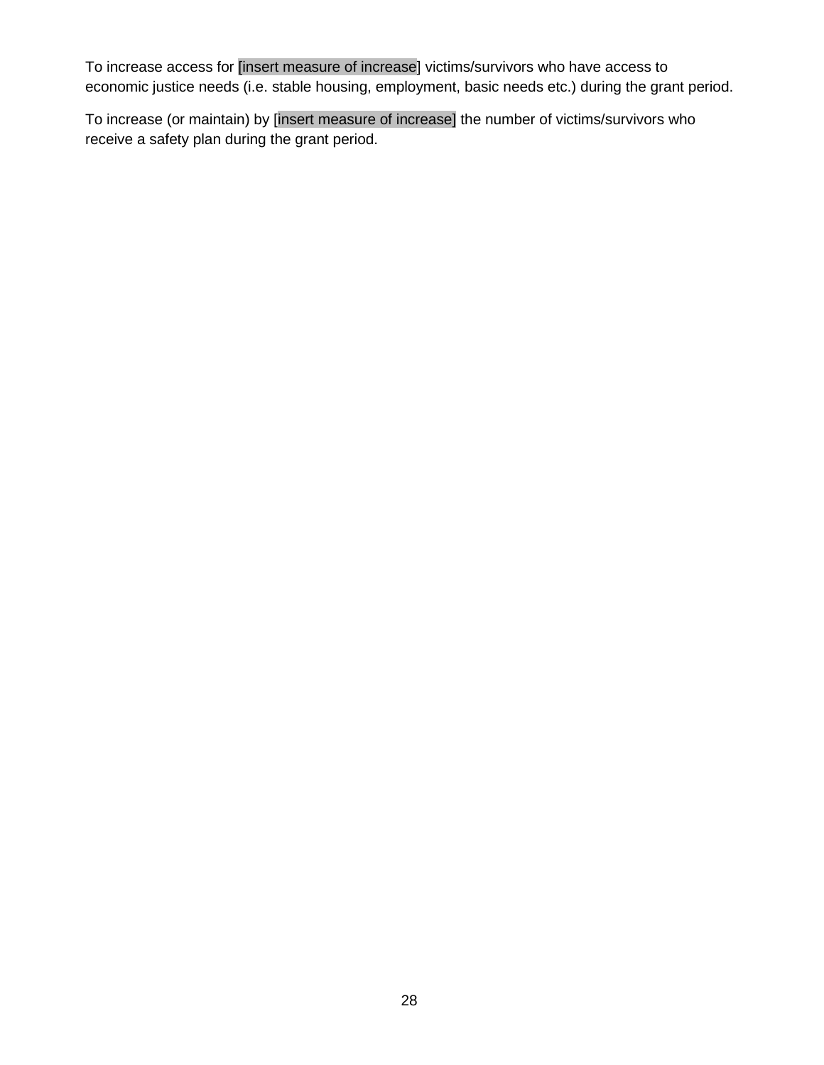To increase access for [insert measure of increase] victims/survivors who have access to economic justice needs (i.e. stable housing, employment, basic needs etc.) during the grant period.

To increase (or maintain) by [insert measure of increase] the number of victims/survivors who receive a safety plan during the grant period.